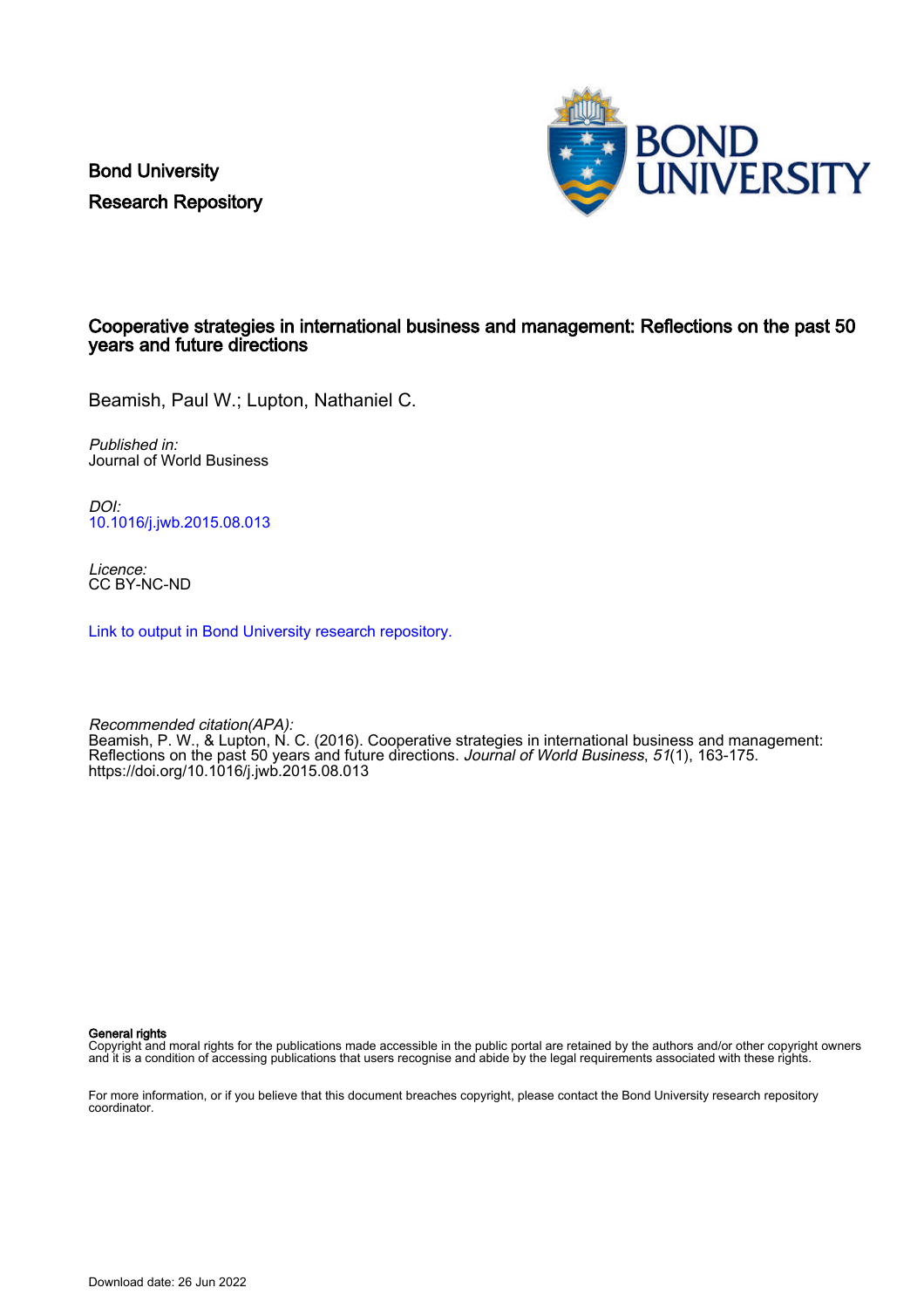Bond University
Research Repository

# Cooperative strategies in international business and management: Reflections on the past 50 years and future directions

Beamish, Paul W.; Lupton, Nathaniel C.

*Published in:*
Journal of World Business

*DOI:*
10.1016/j.jwb.2015.08.013

*Licence:*
CC BY-NC-ND

Link to output in Bond University research repository.

*Recommended citation(APA):*
Beamish, P. W., & Lupton, N. C. (2016). Cooperative strategies in international business and management: Reflections on the past 50 years and future directions. *Journal of World Business*, *51*(1), 163-175. https://doi.org/10.1016/j.jwb.2015.08.013

**General rights**
Copyright and moral rights for the publications made accessible in the public portal are retained by the authors and/or other copyright owners and it is a condition of accessing publications that users recognise and abide by the legal requirements associated with these rights.

For more information, or if you believe that this document breaches copyright, please contact the Bond University research repository coordinator.

Download date: 26 Jun 2022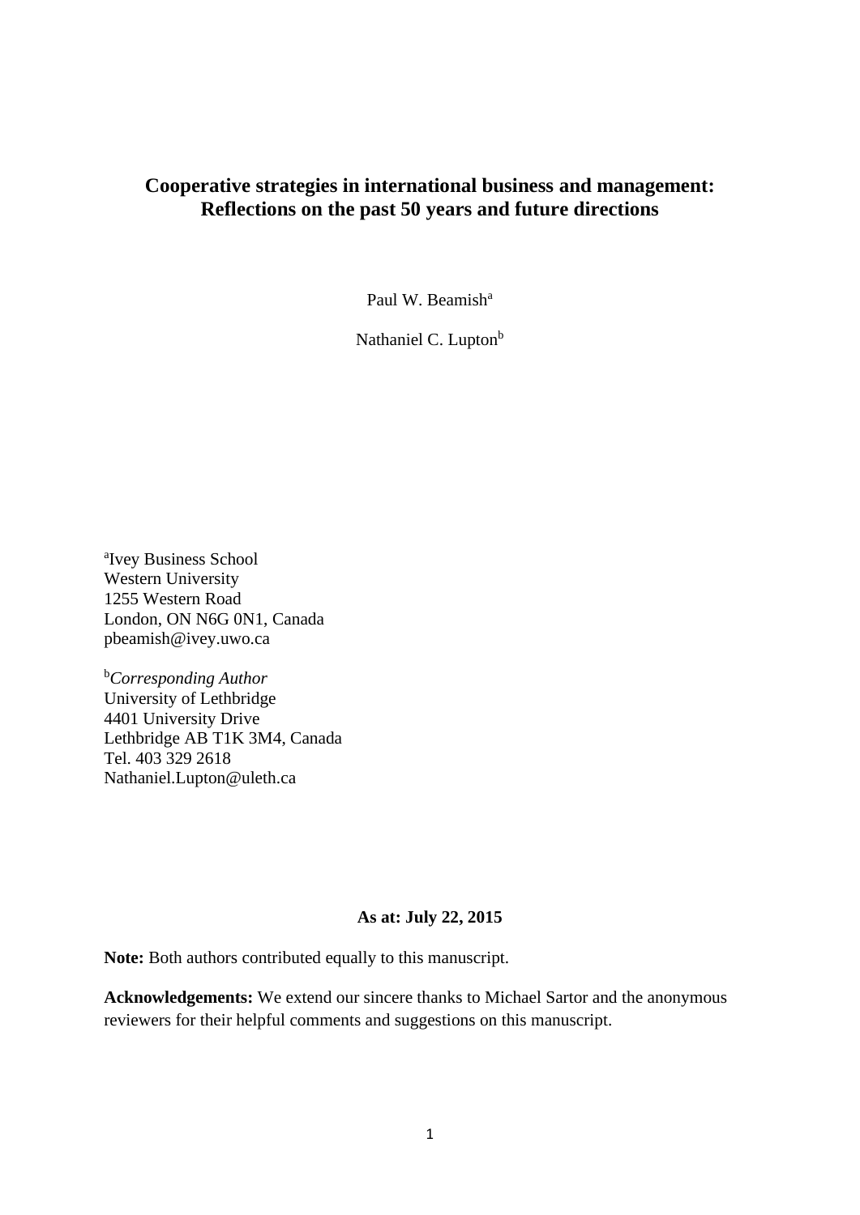# Cooperative strategies in international business and management: Reflections on the past 50 years and future directions

Paul W. Beamish[a]

Nathaniel C. Lupton[b]

[a]Ivey Business School
Western University
1255 Western Road
London, ON N6G 0N1, Canada
pbeamish@ivey.uwo.ca

[b]*Corresponding Author*
University of Lethbridge
4401 University Drive
Lethbridge AB T1K 3M4, Canada
Tel. 403 329 2618
Nathaniel.Lupton@uleth.ca

**As at: July 22, 2015**

**Note:** Both authors contributed equally to this manuscript.

**Acknowledgements:** We extend our sincere thanks to Michael Sartor and the anonymous reviewers for their helpful comments and suggestions on this manuscript.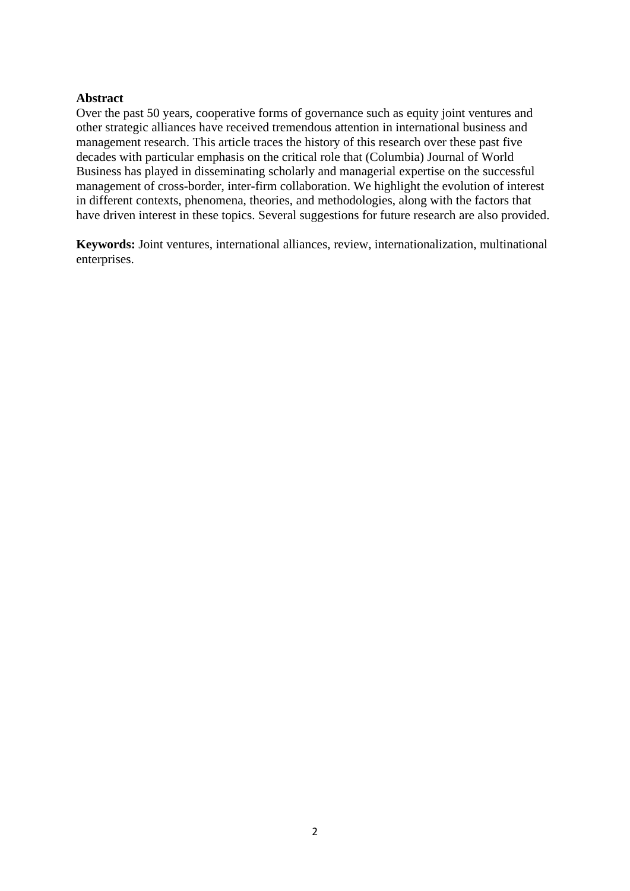**Abstract**

Over the past 50 years, cooperative forms of governance such as equity joint ventures and other strategic alliances have received tremendous attention in international business and management research. This article traces the history of this research over these past five decades with particular emphasis on the critical role that (Columbia) Journal of World Business has played in disseminating scholarly and managerial expertise on the successful management of cross-border, inter-firm collaboration. We highlight the evolution of interest in different contexts, phenomena, theories, and methodologies, along with the factors that have driven interest in these topics. Several suggestions for future research are also provided.

**Keywords:** Joint ventures, international alliances, review, internationalization, multinational enterprises.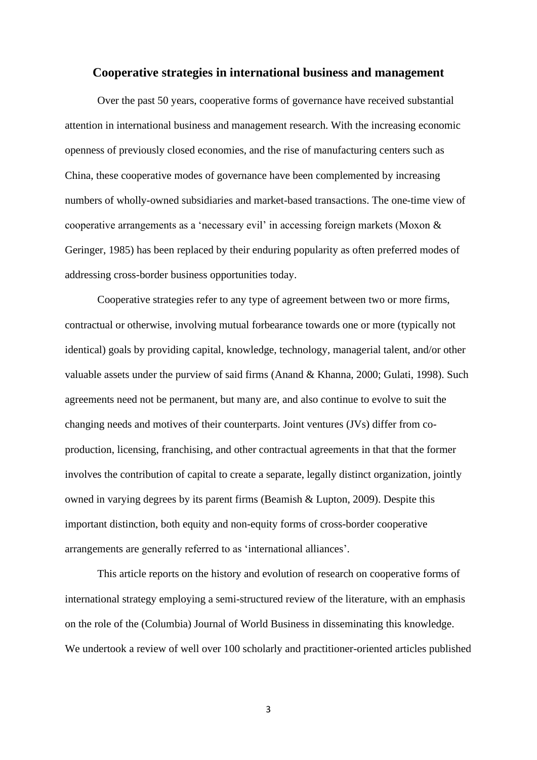## Cooperative strategies in international business and management

Over the past 50 years, cooperative forms of governance have received substantial attention in international business and management research. With the increasing economic openness of previously closed economies, and the rise of manufacturing centers such as China, these cooperative modes of governance have been complemented by increasing numbers of wholly-owned subsidiaries and market-based transactions. The one-time view of cooperative arrangements as a 'necessary evil' in accessing foreign markets (Moxon & Geringer, 1985) has been replaced by their enduring popularity as often preferred modes of addressing cross-border business opportunities today.

Cooperative strategies refer to any type of agreement between two or more firms, contractual or otherwise, involving mutual forbearance towards one or more (typically not identical) goals by providing capital, knowledge, technology, managerial talent, and/or other valuable assets under the purview of said firms (Anand & Khanna, 2000; Gulati, 1998). Such agreements need not be permanent, but many are, and also continue to evolve to suit the changing needs and motives of their counterparts. Joint ventures (JVs) differ from co-production, licensing, franchising, and other contractual agreements in that that the former involves the contribution of capital to create a separate, legally distinct organization, jointly owned in varying degrees by its parent firms (Beamish & Lupton, 2009). Despite this important distinction, both equity and non-equity forms of cross-border cooperative arrangements are generally referred to as 'international alliances'.

This article reports on the history and evolution of research on cooperative forms of international strategy employing a semi-structured review of the literature, with an emphasis on the role of the (Columbia) Journal of World Business in disseminating this knowledge. We undertook a review of well over 100 scholarly and practitioner-oriented articles published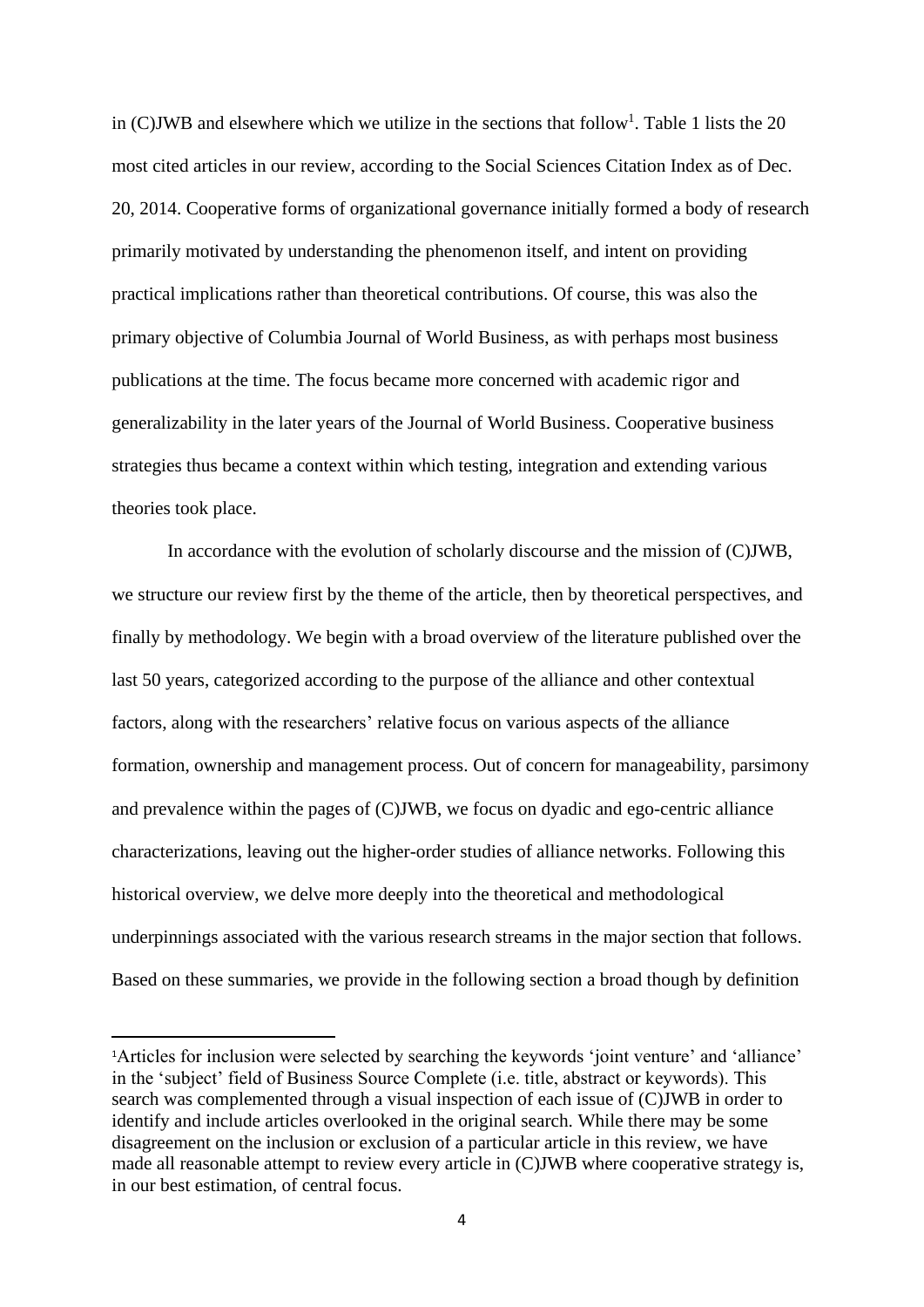in (C)JWB and elsewhere which we utilize in the sections that follow[1]. Table 1 lists the 20 most cited articles in our review, according to the Social Sciences Citation Index as of Dec. 20, 2014. Cooperative forms of organizational governance initially formed a body of research primarily motivated by understanding the phenomenon itself, and intent on providing practical implications rather than theoretical contributions. Of course, this was also the primary objective of Columbia Journal of World Business, as with perhaps most business publications at the time. The focus became more concerned with academic rigor and generalizability in the later years of the Journal of World Business. Cooperative business strategies thus became a context within which testing, integration and extending various theories took place.

In accordance with the evolution of scholarly discourse and the mission of (C)JWB, we structure our review first by the theme of the article, then by theoretical perspectives, and finally by methodology. We begin with a broad overview of the literature published over the last 50 years, categorized according to the purpose of the alliance and other contextual factors, along with the researchers' relative focus on various aspects of the alliance formation, ownership and management process. Out of concern for manageability, parsimony and prevalence within the pages of (C)JWB, we focus on dyadic and ego-centric alliance characterizations, leaving out the higher-order studies of alliance networks. Following this historical overview, we delve more deeply into the theoretical and methodological underpinnings associated with the various research streams in the major section that follows. Based on these summaries, we provide in the following section a broad though by definition

---

[1]Articles for inclusion were selected by searching the keywords 'joint venture' and 'alliance' in the 'subject' field of Business Source Complete (i.e. title, abstract or keywords). This search was complemented through a visual inspection of each issue of (C)JWB in order to identify and include articles overlooked in the original search. While there may be some disagreement on the inclusion or exclusion of a particular article in this review, we have made all reasonable attempt to review every article in (C)JWB where cooperative strategy is, in our best estimation, of central focus.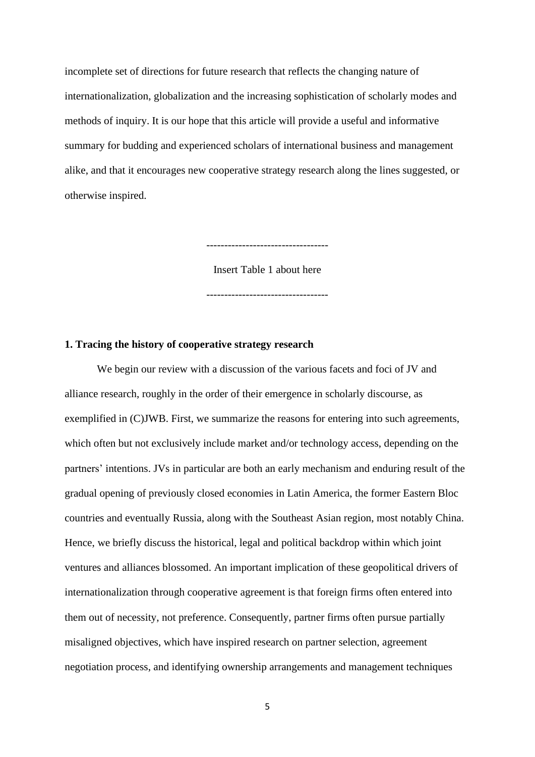incomplete set of directions for future research that reflects the changing nature of internationalization, globalization and the increasing sophistication of scholarly modes and methods of inquiry. It is our hope that this article will provide a useful and informative summary for budding and experienced scholars of international business and management alike, and that it encourages new cooperative strategy research along the lines suggested, or otherwise inspired.

---------------------------------

Insert Table 1 about here

---------------------------------

## 1. Tracing the history of cooperative strategy research

We begin our review with a discussion of the various facets and foci of JV and alliance research, roughly in the order of their emergence in scholarly discourse, as exemplified in (C)JWB. First, we summarize the reasons for entering into such agreements, which often but not exclusively include market and/or technology access, depending on the partners' intentions. JVs in particular are both an early mechanism and enduring result of the gradual opening of previously closed economies in Latin America, the former Eastern Bloc countries and eventually Russia, along with the Southeast Asian region, most notably China. Hence, we briefly discuss the historical, legal and political backdrop within which joint ventures and alliances blossomed. An important implication of these geopolitical drivers of internationalization through cooperative agreement is that foreign firms often entered into them out of necessity, not preference. Consequently, partner firms often pursue partially misaligned objectives, which have inspired research on partner selection, agreement negotiation process, and identifying ownership arrangements and management techniques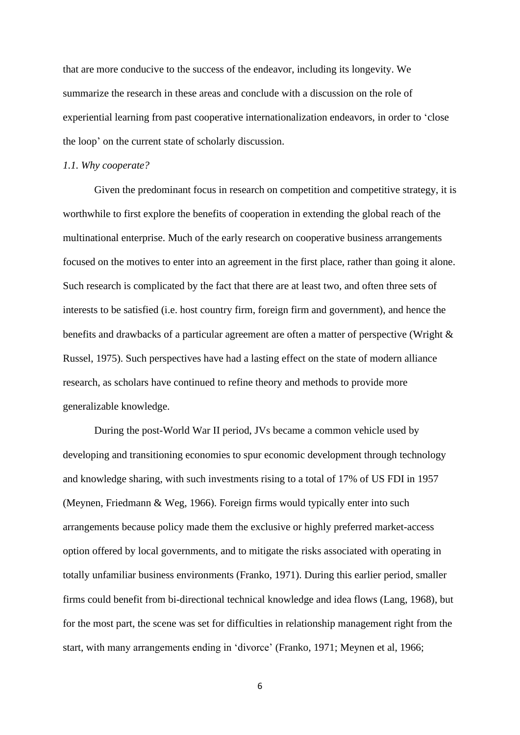that are more conducive to the success of the endeavor, including its longevity. We summarize the research in these areas and conclude with a discussion on the role of experiential learning from past cooperative internationalization endeavors, in order to 'close the loop' on the current state of scholarly discussion.

### *1.1. Why cooperate?*

Given the predominant focus in research on competition and competitive strategy, it is worthwhile to first explore the benefits of cooperation in extending the global reach of the multinational enterprise. Much of the early research on cooperative business arrangements focused on the motives to enter into an agreement in the first place, rather than going it alone. Such research is complicated by the fact that there are at least two, and often three sets of interests to be satisfied (i.e. host country firm, foreign firm and government), and hence the benefits and drawbacks of a particular agreement are often a matter of perspective (Wright & Russel, 1975). Such perspectives have had a lasting effect on the state of modern alliance research, as scholars have continued to refine theory and methods to provide more generalizable knowledge.

During the post-World War II period, JVs became a common vehicle used by developing and transitioning economies to spur economic development through technology and knowledge sharing, with such investments rising to a total of 17% of US FDI in 1957 (Meynen, Friedmann & Weg, 1966). Foreign firms would typically enter into such arrangements because policy made them the exclusive or highly preferred market-access option offered by local governments, and to mitigate the risks associated with operating in totally unfamiliar business environments (Franko, 1971). During this earlier period, smaller firms could benefit from bi-directional technical knowledge and idea flows (Lang, 1968), but for the most part, the scene was set for difficulties in relationship management right from the start, with many arrangements ending in 'divorce' (Franko, 1971; Meynen et al, 1966;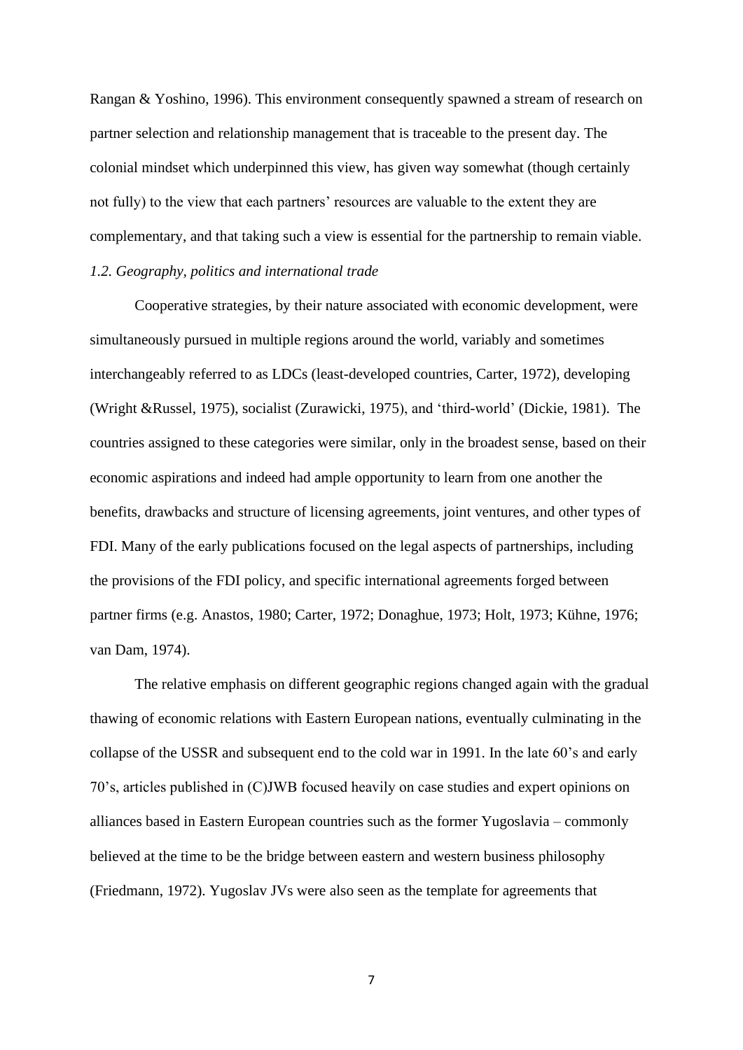Rangan & Yoshino, 1996). This environment consequently spawned a stream of research on partner selection and relationship management that is traceable to the present day. The colonial mindset which underpinned this view, has given way somewhat (though certainly not fully) to the view that each partners' resources are valuable to the extent they are complementary, and that taking such a view is essential for the partnership to remain viable.

### *1.2. Geography, politics and international trade*

Cooperative strategies, by their nature associated with economic development, were simultaneously pursued in multiple regions around the world, variably and sometimes interchangeably referred to as LDCs (least-developed countries, Carter, 1972), developing (Wright &Russel, 1975), socialist (Zurawicki, 1975), and 'third-world' (Dickie, 1981). The countries assigned to these categories were similar, only in the broadest sense, based on their economic aspirations and indeed had ample opportunity to learn from one another the benefits, drawbacks and structure of licensing agreements, joint ventures, and other types of FDI. Many of the early publications focused on the legal aspects of partnerships, including the provisions of the FDI policy, and specific international agreements forged between partner firms (e.g. Anastos, 1980; Carter, 1972; Donaghue, 1973; Holt, 1973; Kühne, 1976; van Dam, 1974).

The relative emphasis on different geographic regions changed again with the gradual thawing of economic relations with Eastern European nations, eventually culminating in the collapse of the USSR and subsequent end to the cold war in 1991. In the late 60's and early 70's, articles published in (C)JWB focused heavily on case studies and expert opinions on alliances based in Eastern European countries such as the former Yugoslavia – commonly believed at the time to be the bridge between eastern and western business philosophy (Friedmann, 1972). Yugoslav JVs were also seen as the template for agreements that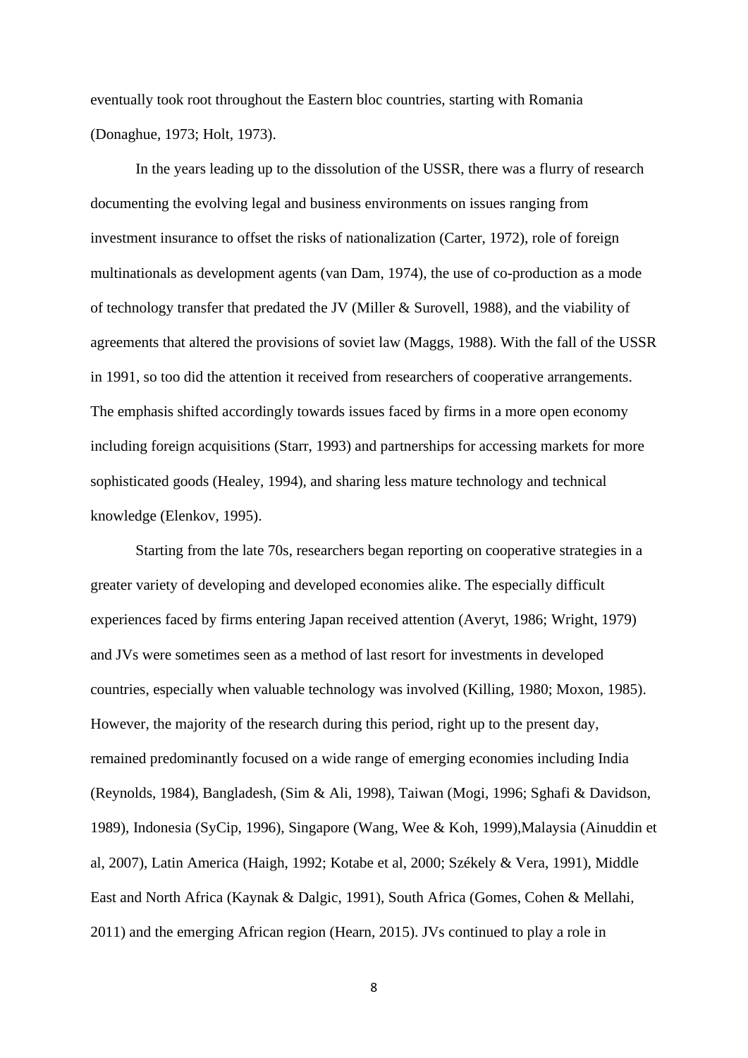eventually took root throughout the Eastern bloc countries, starting with Romania (Donaghue, 1973; Holt, 1973).

In the years leading up to the dissolution of the USSR, there was a flurry of research documenting the evolving legal and business environments on issues ranging from investment insurance to offset the risks of nationalization (Carter, 1972), role of foreign multinationals as development agents (van Dam, 1974), the use of co-production as a mode of technology transfer that predated the JV (Miller & Surovell, 1988), and the viability of agreements that altered the provisions of soviet law (Maggs, 1988). With the fall of the USSR in 1991, so too did the attention it received from researchers of cooperative arrangements. The emphasis shifted accordingly towards issues faced by firms in a more open economy including foreign acquisitions (Starr, 1993) and partnerships for accessing markets for more sophisticated goods (Healey, 1994), and sharing less mature technology and technical knowledge (Elenkov, 1995).

Starting from the late 70s, researchers began reporting on cooperative strategies in a greater variety of developing and developed economies alike. The especially difficult experiences faced by firms entering Japan received attention (Averyt, 1986; Wright, 1979) and JVs were sometimes seen as a method of last resort for investments in developed countries, especially when valuable technology was involved (Killing, 1980; Moxon, 1985). However, the majority of the research during this period, right up to the present day, remained predominantly focused on a wide range of emerging economies including India (Reynolds, 1984), Bangladesh, (Sim & Ali, 1998), Taiwan (Mogi, 1996; Sghafi & Davidson, 1989), Indonesia (SyCip, 1996), Singapore (Wang, Wee & Koh, 1999),Malaysia (Ainuddin et al, 2007), Latin America (Haigh, 1992; Kotabe et al, 2000; Székely & Vera, 1991), Middle East and North Africa (Kaynak & Dalgic, 1991), South Africa (Gomes, Cohen & Mellahi, 2011) and the emerging African region (Hearn, 2015). JVs continued to play a role in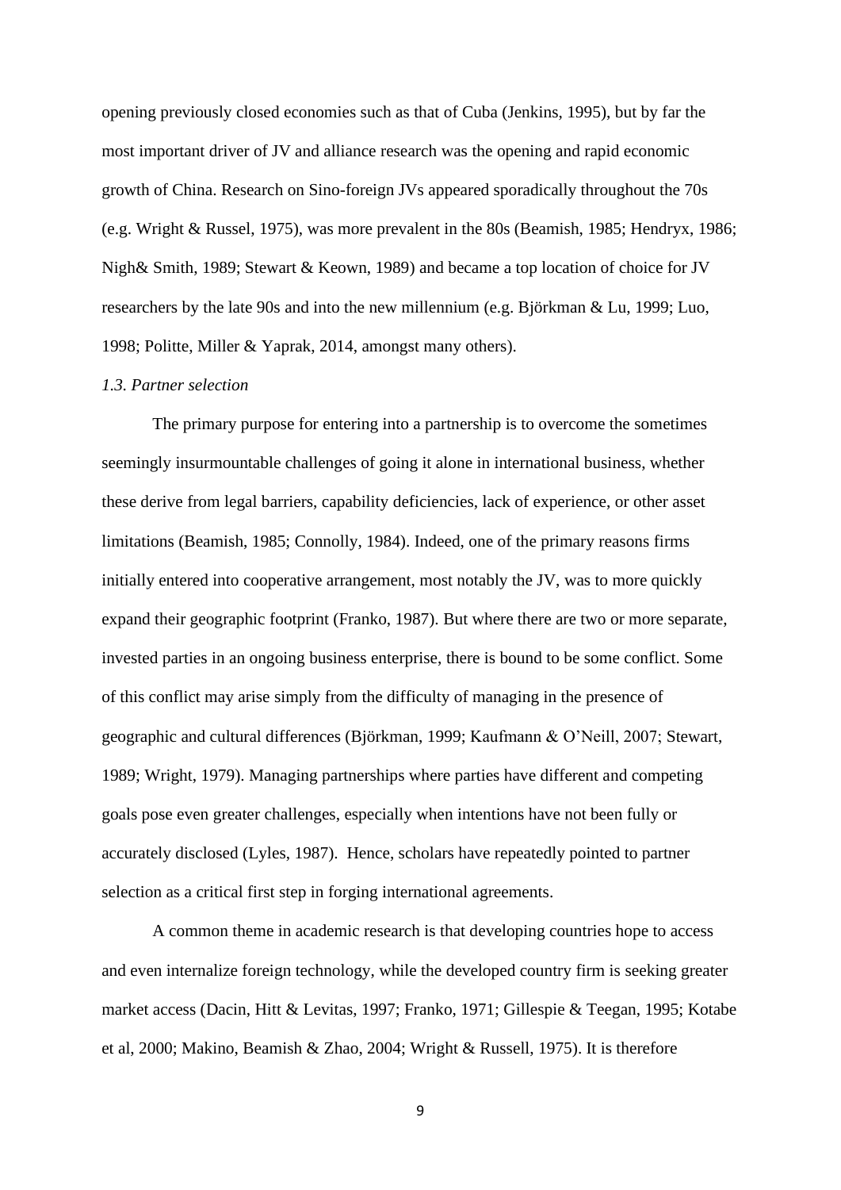opening previously closed economies such as that of Cuba (Jenkins, 1995), but by far the most important driver of JV and alliance research was the opening and rapid economic growth of China. Research on Sino-foreign JVs appeared sporadically throughout the 70s (e.g. Wright & Russel, 1975), was more prevalent in the 80s (Beamish, 1985; Hendryx, 1986; Nigh& Smith, 1989; Stewart & Keown, 1989) and became a top location of choice for JV researchers by the late 90s and into the new millennium (e.g. Björkman & Lu, 1999; Luo, 1998; Politte, Miller & Yaprak, 2014, amongst many others).

### *1.3. Partner selection*

The primary purpose for entering into a partnership is to overcome the sometimes seemingly insurmountable challenges of going it alone in international business, whether these derive from legal barriers, capability deficiencies, lack of experience, or other asset limitations (Beamish, 1985; Connolly, 1984). Indeed, one of the primary reasons firms initially entered into cooperative arrangement, most notably the JV, was to more quickly expand their geographic footprint (Franko, 1987). But where there are two or more separate, invested parties in an ongoing business enterprise, there is bound to be some conflict. Some of this conflict may arise simply from the difficulty of managing in the presence of geographic and cultural differences (Björkman, 1999; Kaufmann & O'Neill, 2007; Stewart, 1989; Wright, 1979). Managing partnerships where parties have different and competing goals pose even greater challenges, especially when intentions have not been fully or accurately disclosed (Lyles, 1987). Hence, scholars have repeatedly pointed to partner selection as a critical first step in forging international agreements.

A common theme in academic research is that developing countries hope to access and even internalize foreign technology, while the developed country firm is seeking greater market access (Dacin, Hitt & Levitas, 1997; Franko, 1971; Gillespie & Teegan, 1995; Kotabe et al, 2000; Makino, Beamish & Zhao, 2004; Wright & Russell, 1975). It is therefore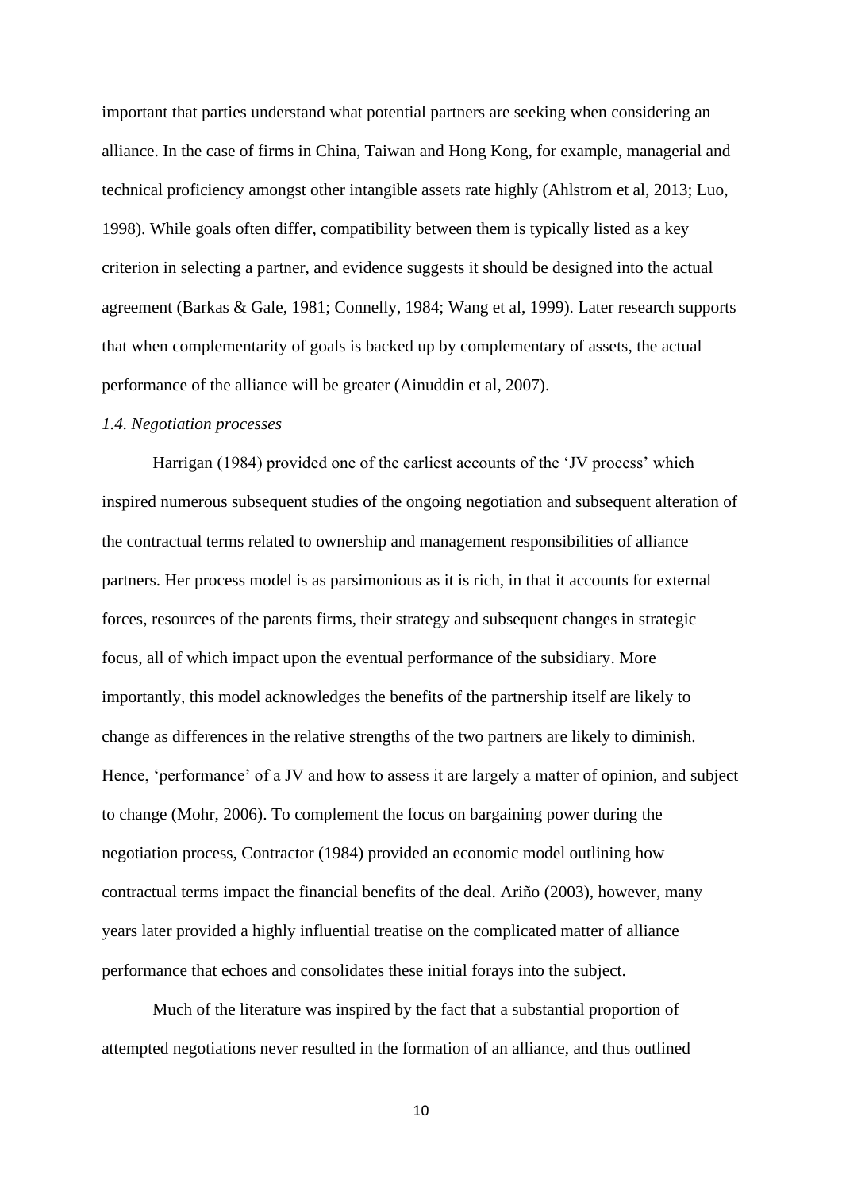important that parties understand what potential partners are seeking when considering an alliance. In the case of firms in China, Taiwan and Hong Kong, for example, managerial and technical proficiency amongst other intangible assets rate highly (Ahlstrom et al, 2013; Luo, 1998). While goals often differ, compatibility between them is typically listed as a key criterion in selecting a partner, and evidence suggests it should be designed into the actual agreement (Barkas & Gale, 1981; Connelly, 1984; Wang et al, 1999). Later research supports that when complementarity of goals is backed up by complementary of assets, the actual performance of the alliance will be greater (Ainuddin et al, 2007).

### *1.4. Negotiation processes*

Harrigan (1984) provided one of the earliest accounts of the 'JV process' which inspired numerous subsequent studies of the ongoing negotiation and subsequent alteration of the contractual terms related to ownership and management responsibilities of alliance partners. Her process model is as parsimonious as it is rich, in that it accounts for external forces, resources of the parents firms, their strategy and subsequent changes in strategic focus, all of which impact upon the eventual performance of the subsidiary. More importantly, this model acknowledges the benefits of the partnership itself are likely to change as differences in the relative strengths of the two partners are likely to diminish. Hence, 'performance' of a JV and how to assess it are largely a matter of opinion, and subject to change (Mohr, 2006). To complement the focus on bargaining power during the negotiation process, Contractor (1984) provided an economic model outlining how contractual terms impact the financial benefits of the deal. Ariño (2003), however, many years later provided a highly influential treatise on the complicated matter of alliance performance that echoes and consolidates these initial forays into the subject.

Much of the literature was inspired by the fact that a substantial proportion of attempted negotiations never resulted in the formation of an alliance, and thus outlined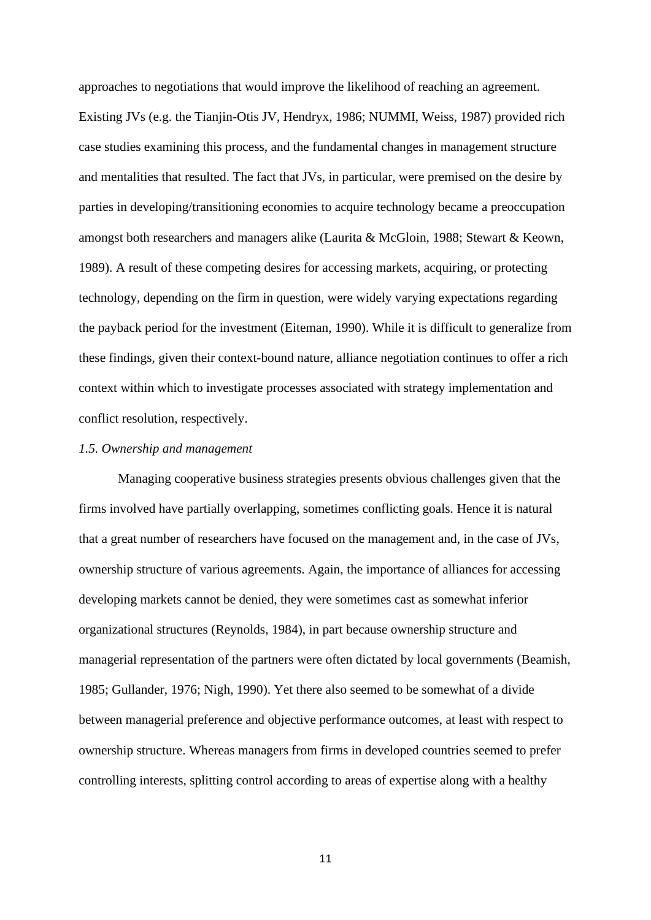approaches to negotiations that would improve the likelihood of reaching an agreement. Existing JVs (e.g. the Tianjin-Otis JV, Hendryx, 1986; NUMMI, Weiss, 1987) provided rich case studies examining this process, and the fundamental changes in management structure and mentalities that resulted. The fact that JVs, in particular, were premised on the desire by parties in developing/transitioning economies to acquire technology became a preoccupation amongst both researchers and managers alike (Laurita & McGloin, 1988; Stewart & Keown, 1989). A result of these competing desires for accessing markets, acquiring, or protecting technology, depending on the firm in question, were widely varying expectations regarding the payback period for the investment (Eiteman, 1990). While it is difficult to generalize from these findings, given their context-bound nature, alliance negotiation continues to offer a rich context within which to investigate processes associated with strategy implementation and conflict resolution, respectively.

*1.5. Ownership and management*

Managing cooperative business strategies presents obvious challenges given that the firms involved have partially overlapping, sometimes conflicting goals. Hence it is natural that a great number of researchers have focused on the management and, in the case of JVs, ownership structure of various agreements. Again, the importance of alliances for accessing developing markets cannot be denied, they were sometimes cast as somewhat inferior organizational structures (Reynolds, 1984), in part because ownership structure and managerial representation of the partners were often dictated by local governments (Beamish, 1985; Gullander, 1976; Nigh, 1990). Yet there also seemed to be somewhat of a divide between managerial preference and objective performance outcomes, at least with respect to ownership structure. Whereas managers from firms in developed countries seemed to prefer controlling interests, splitting control according to areas of expertise along with a healthy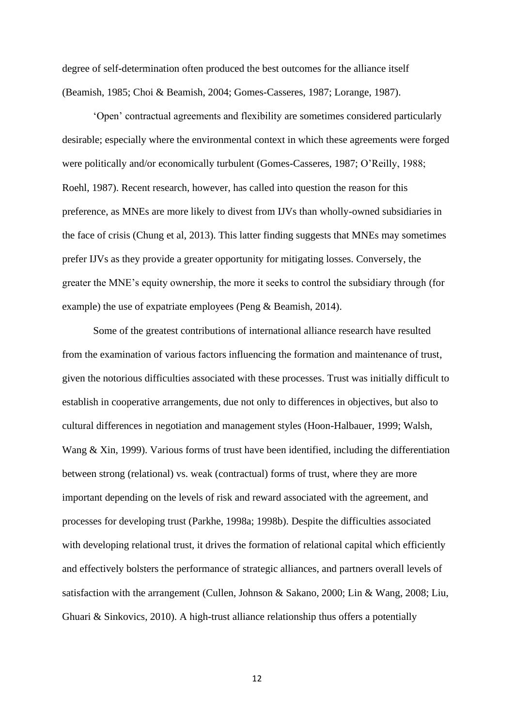degree of self-determination often produced the best outcomes for the alliance itself (Beamish, 1985; Choi & Beamish, 2004; Gomes-Casseres, 1987; Lorange, 1987).

'Open' contractual agreements and flexibility are sometimes considered particularly desirable; especially where the environmental context in which these agreements were forged were politically and/or economically turbulent (Gomes-Casseres, 1987; O'Reilly, 1988; Roehl, 1987). Recent research, however, has called into question the reason for this preference, as MNEs are more likely to divest from IJVs than wholly-owned subsidiaries in the face of crisis (Chung et al, 2013). This latter finding suggests that MNEs may sometimes prefer IJVs as they provide a greater opportunity for mitigating losses. Conversely, the greater the MNE's equity ownership, the more it seeks to control the subsidiary through (for example) the use of expatriate employees (Peng & Beamish, 2014).

Some of the greatest contributions of international alliance research have resulted from the examination of various factors influencing the formation and maintenance of trust, given the notorious difficulties associated with these processes. Trust was initially difficult to establish in cooperative arrangements, due not only to differences in objectives, but also to cultural differences in negotiation and management styles (Hoon-Halbauer, 1999; Walsh, Wang & Xin, 1999). Various forms of trust have been identified, including the differentiation between strong (relational) vs. weak (contractual) forms of trust, where they are more important depending on the levels of risk and reward associated with the agreement, and processes for developing trust (Parkhe, 1998a; 1998b). Despite the difficulties associated with developing relational trust, it drives the formation of relational capital which efficiently and effectively bolsters the performance of strategic alliances, and partners overall levels of satisfaction with the arrangement (Cullen, Johnson & Sakano, 2000; Lin & Wang, 2008; Liu, Ghuari & Sinkovics, 2010). A high-trust alliance relationship thus offers a potentially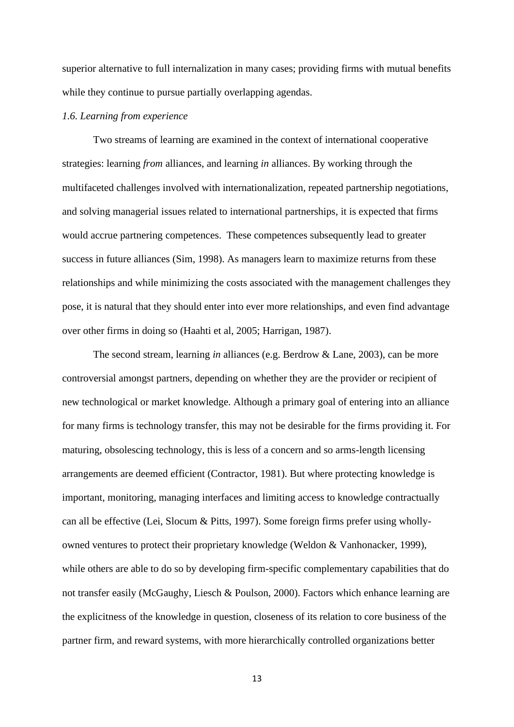superior alternative to full internalization in many cases; providing firms with mutual benefits while they continue to pursue partially overlapping agendas.

### *1.6. Learning from experience*

Two streams of learning are examined in the context of international cooperative strategies: learning *from* alliances, and learning *in* alliances. By working through the multifaceted challenges involved with internationalization, repeated partnership negotiations, and solving managerial issues related to international partnerships, it is expected that firms would accrue partnering competences. These competences subsequently lead to greater success in future alliances (Sim, 1998). As managers learn to maximize returns from these relationships and while minimizing the costs associated with the management challenges they pose, it is natural that they should enter into ever more relationships, and even find advantage over other firms in doing so (Haahti et al, 2005; Harrigan, 1987).

The second stream, learning *in* alliances (e.g. Berdrow & Lane, 2003), can be more controversial amongst partners, depending on whether they are the provider or recipient of new technological or market knowledge. Although a primary goal of entering into an alliance for many firms is technology transfer, this may not be desirable for the firms providing it. For maturing, obsolescing technology, this is less of a concern and so arms-length licensing arrangements are deemed efficient (Contractor, 1981). But where protecting knowledge is important, monitoring, managing interfaces and limiting access to knowledge contractually can all be effective (Lei, Slocum & Pitts, 1997). Some foreign firms prefer using wholly-owned ventures to protect their proprietary knowledge (Weldon & Vanhonacker, 1999), while others are able to do so by developing firm-specific complementary capabilities that do not transfer easily (McGaughy, Liesch & Poulson, 2000). Factors which enhance learning are the explicitness of the knowledge in question, closeness of its relation to core business of the partner firm, and reward systems, with more hierarchically controlled organizations better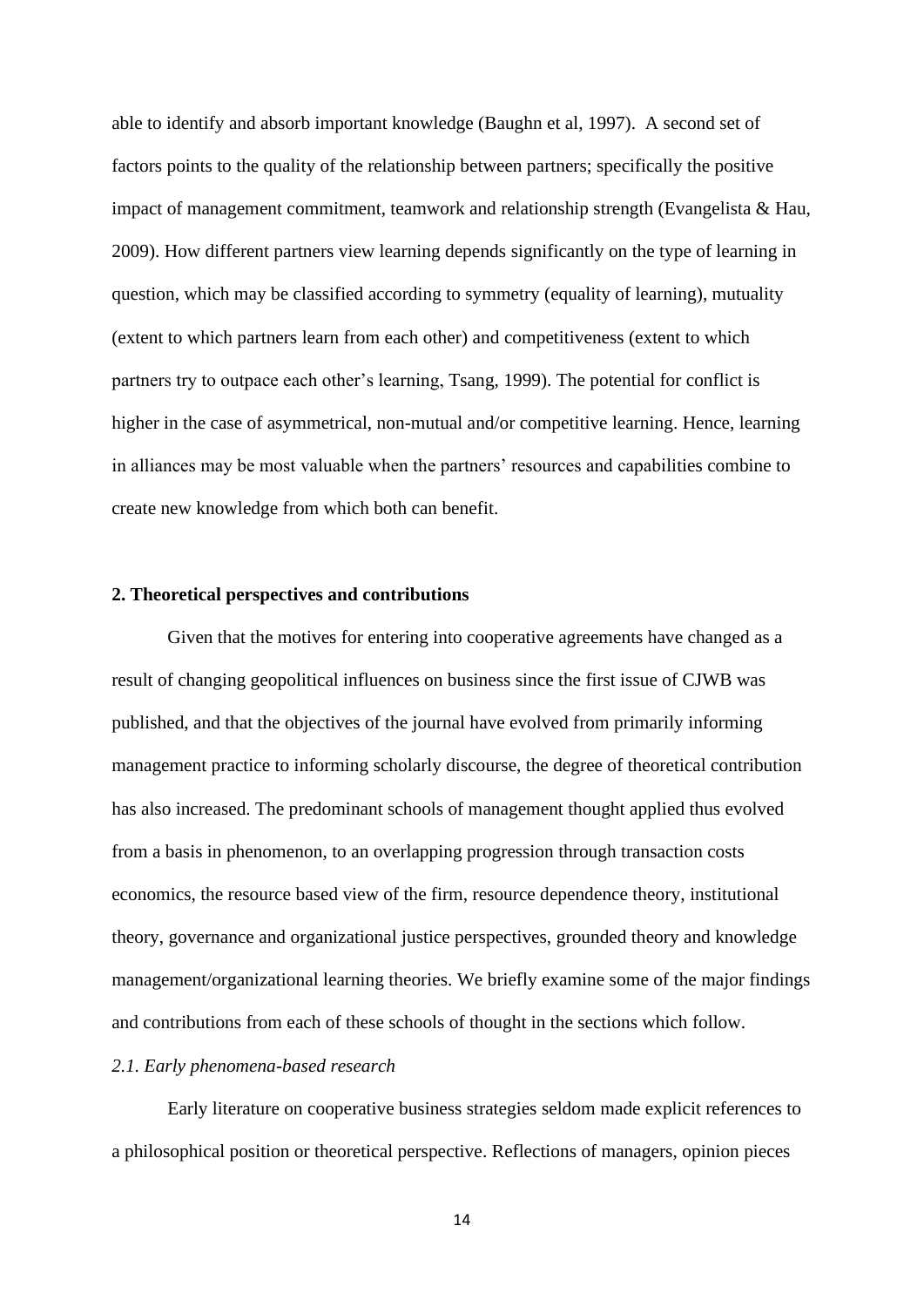able to identify and absorb important knowledge (Baughn et al, 1997). A second set of factors points to the quality of the relationship between partners; specifically the positive impact of management commitment, teamwork and relationship strength (Evangelista & Hau, 2009). How different partners view learning depends significantly on the type of learning in question, which may be classified according to symmetry (equality of learning), mutuality (extent to which partners learn from each other) and competitiveness (extent to which partners try to outpace each other's learning, Tsang, 1999). The potential for conflict is higher in the case of asymmetrical, non-mutual and/or competitive learning. Hence, learning in alliances may be most valuable when the partners' resources and capabilities combine to create new knowledge from which both can benefit.

## 2. Theoretical perspectives and contributions

Given that the motives for entering into cooperative agreements have changed as a result of changing geopolitical influences on business since the first issue of CJWB was published, and that the objectives of the journal have evolved from primarily informing management practice to informing scholarly discourse, the degree of theoretical contribution has also increased. The predominant schools of management thought applied thus evolved from a basis in phenomenon, to an overlapping progression through transaction costs economics, the resource based view of the firm, resource dependence theory, institutional theory, governance and organizational justice perspectives, grounded theory and knowledge management/organizational learning theories. We briefly examine some of the major findings and contributions from each of these schools of thought in the sections which follow.

### *2.1. Early phenomena-based research*

Early literature on cooperative business strategies seldom made explicit references to a philosophical position or theoretical perspective. Reflections of managers, opinion pieces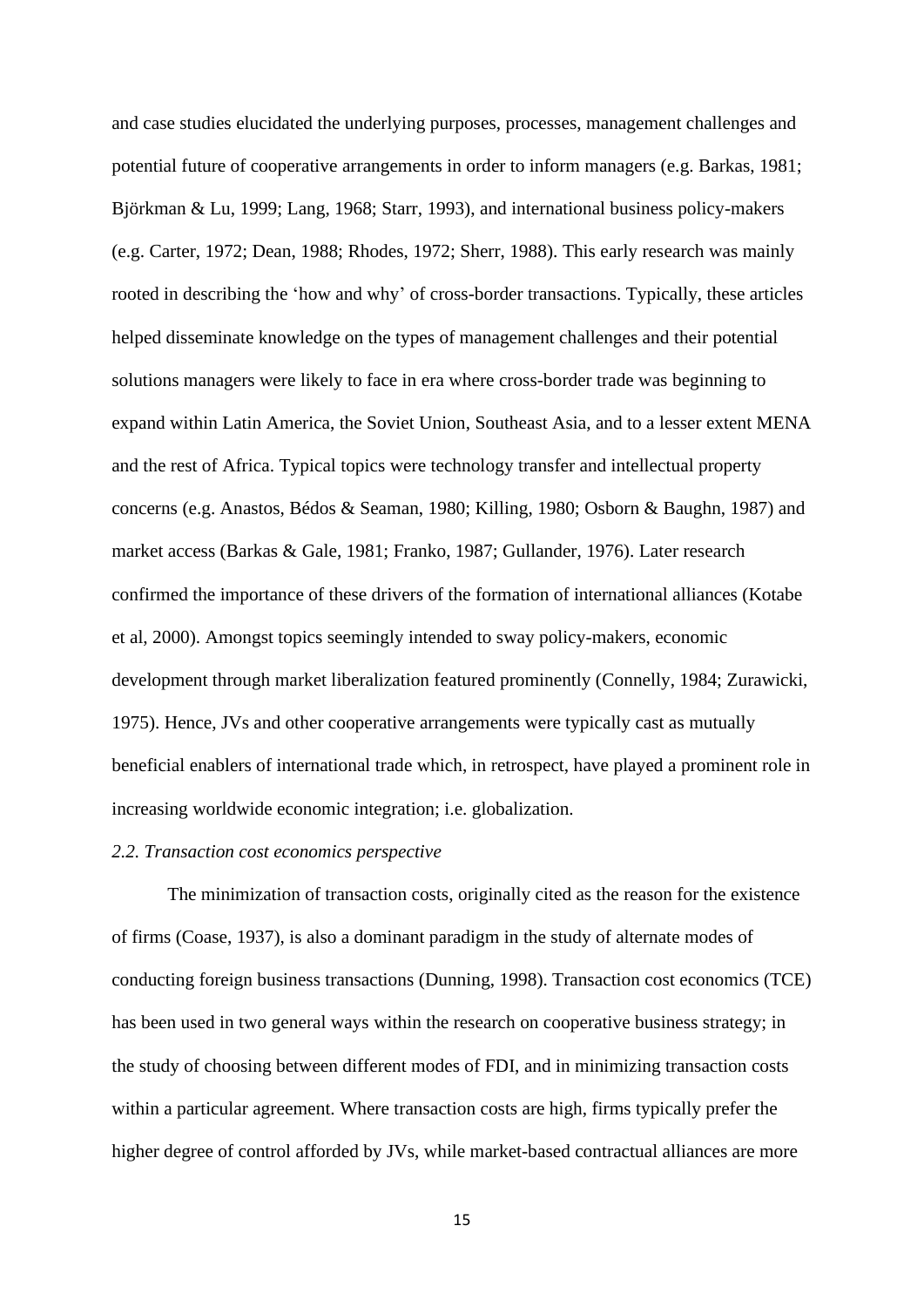and case studies elucidated the underlying purposes, processes, management challenges and potential future of cooperative arrangements in order to inform managers (e.g. Barkas, 1981; Björkman & Lu, 1999; Lang, 1968; Starr, 1993), and international business policy-makers (e.g. Carter, 1972; Dean, 1988; Rhodes, 1972; Sherr, 1988). This early research was mainly rooted in describing the 'how and why' of cross-border transactions. Typically, these articles helped disseminate knowledge on the types of management challenges and their potential solutions managers were likely to face in era where cross-border trade was beginning to expand within Latin America, the Soviet Union, Southeast Asia, and to a lesser extent MENA and the rest of Africa. Typical topics were technology transfer and intellectual property concerns (e.g. Anastos, Bédos & Seaman, 1980; Killing, 1980; Osborn & Baughn, 1987) and market access (Barkas & Gale, 1981; Franko, 1987; Gullander, 1976). Later research confirmed the importance of these drivers of the formation of international alliances (Kotabe et al, 2000). Amongst topics seemingly intended to sway policy-makers, economic development through market liberalization featured prominently (Connelly, 1984; Zurawicki, 1975). Hence, JVs and other cooperative arrangements were typically cast as mutually beneficial enablers of international trade which, in retrospect, have played a prominent role in increasing worldwide economic integration; i.e. globalization.

### *2.2. Transaction cost economics perspective*

The minimization of transaction costs, originally cited as the reason for the existence of firms (Coase, 1937), is also a dominant paradigm in the study of alternate modes of conducting foreign business transactions (Dunning, 1998). Transaction cost economics (TCE) has been used in two general ways within the research on cooperative business strategy; in the study of choosing between different modes of FDI, and in minimizing transaction costs within a particular agreement. Where transaction costs are high, firms typically prefer the higher degree of control afforded by JVs, while market-based contractual alliances are more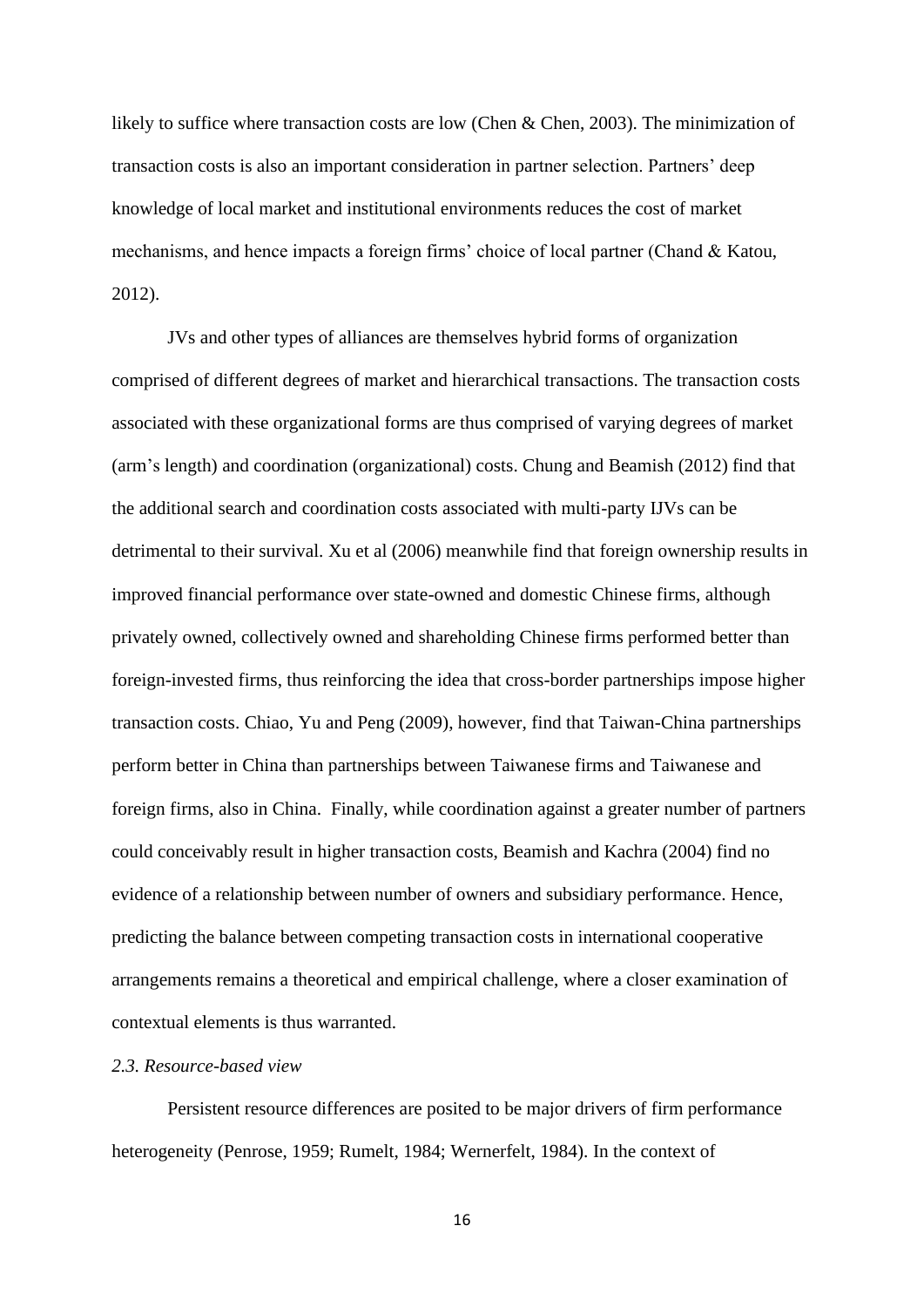likely to suffice where transaction costs are low (Chen & Chen, 2003). The minimization of transaction costs is also an important consideration in partner selection. Partners' deep knowledge of local market and institutional environments reduces the cost of market mechanisms, and hence impacts a foreign firms' choice of local partner (Chand & Katou, 2012).

JVs and other types of alliances are themselves hybrid forms of organization comprised of different degrees of market and hierarchical transactions. The transaction costs associated with these organizational forms are thus comprised of varying degrees of market (arm's length) and coordination (organizational) costs. Chung and Beamish (2012) find that the additional search and coordination costs associated with multi-party IJVs can be detrimental to their survival. Xu et al (2006) meanwhile find that foreign ownership results in improved financial performance over state-owned and domestic Chinese firms, although privately owned, collectively owned and shareholding Chinese firms performed better than foreign-invested firms, thus reinforcing the idea that cross-border partnerships impose higher transaction costs. Chiao, Yu and Peng (2009), however, find that Taiwan-China partnerships perform better in China than partnerships between Taiwanese firms and Taiwanese and foreign firms, also in China. Finally, while coordination against a greater number of partners could conceivably result in higher transaction costs, Beamish and Kachra (2004) find no evidence of a relationship between number of owners and subsidiary performance. Hence, predicting the balance between competing transaction costs in international cooperative arrangements remains a theoretical and empirical challenge, where a closer examination of contextual elements is thus warranted.

### *2.3. Resource-based view*

Persistent resource differences are posited to be major drivers of firm performance heterogeneity (Penrose, 1959; Rumelt, 1984; Wernerfelt, 1984). In the context of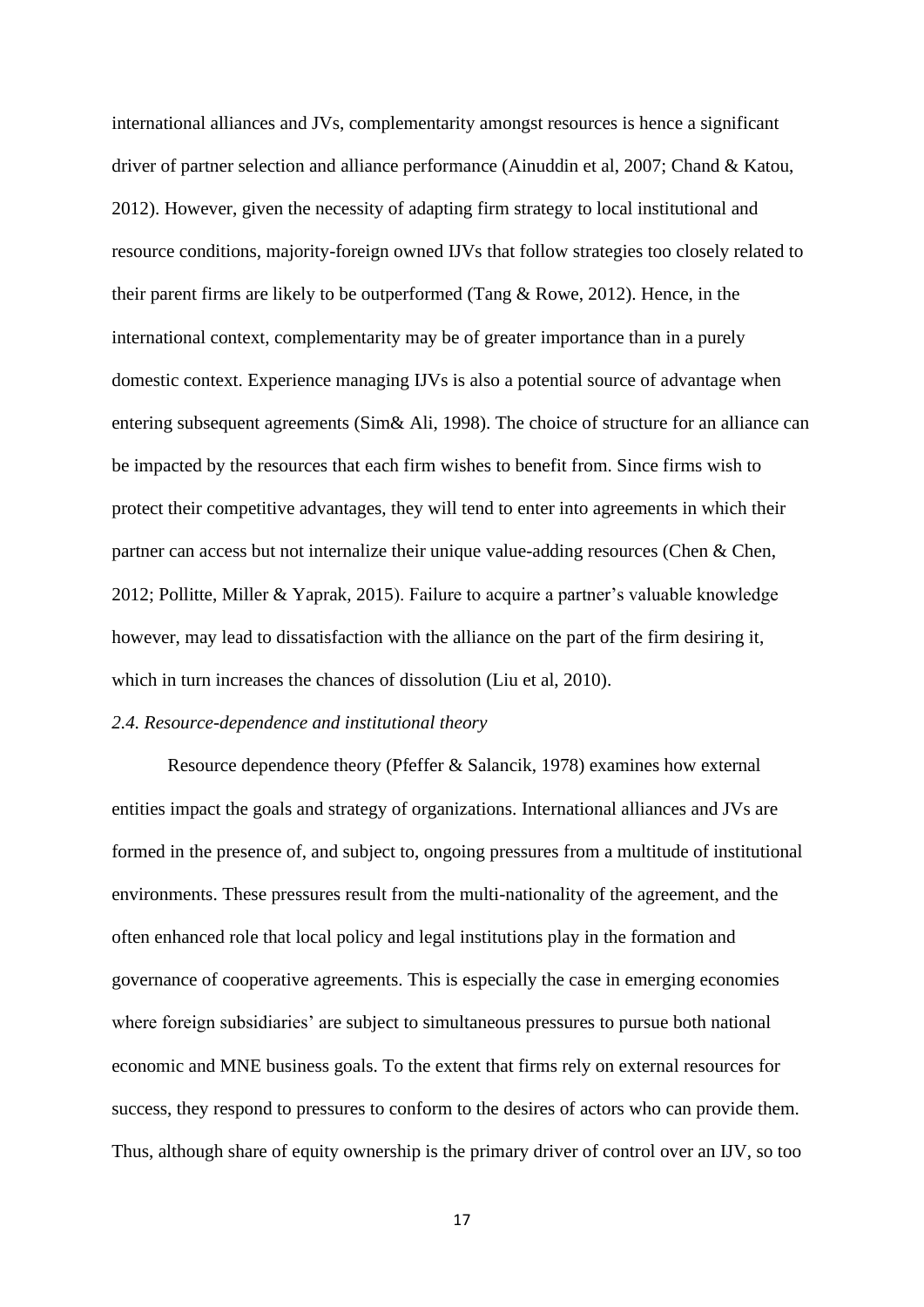international alliances and JVs, complementarity amongst resources is hence a significant driver of partner selection and alliance performance (Ainuddin et al, 2007; Chand & Katou, 2012). However, given the necessity of adapting firm strategy to local institutional and resource conditions, majority-foreign owned IJVs that follow strategies too closely related to their parent firms are likely to be outperformed (Tang & Rowe, 2012). Hence, in the international context, complementarity may be of greater importance than in a purely domestic context. Experience managing IJVs is also a potential source of advantage when entering subsequent agreements (Sim& Ali, 1998). The choice of structure for an alliance can be impacted by the resources that each firm wishes to benefit from. Since firms wish to protect their competitive advantages, they will tend to enter into agreements in which their partner can access but not internalize their unique value-adding resources (Chen & Chen, 2012; Pollitte, Miller & Yaprak, 2015). Failure to acquire a partner's valuable knowledge however, may lead to dissatisfaction with the alliance on the part of the firm desiring it, which in turn increases the chances of dissolution (Liu et al, 2010).

### *2.4. Resource-dependence and institutional theory*

Resource dependence theory (Pfeffer & Salancik, 1978) examines how external entities impact the goals and strategy of organizations. International alliances and JVs are formed in the presence of, and subject to, ongoing pressures from a multitude of institutional environments. These pressures result from the multi-nationality of the agreement, and the often enhanced role that local policy and legal institutions play in the formation and governance of cooperative agreements. This is especially the case in emerging economies where foreign subsidiaries' are subject to simultaneous pressures to pursue both national economic and MNE business goals. To the extent that firms rely on external resources for success, they respond to pressures to conform to the desires of actors who can provide them. Thus, although share of equity ownership is the primary driver of control over an IJV, so too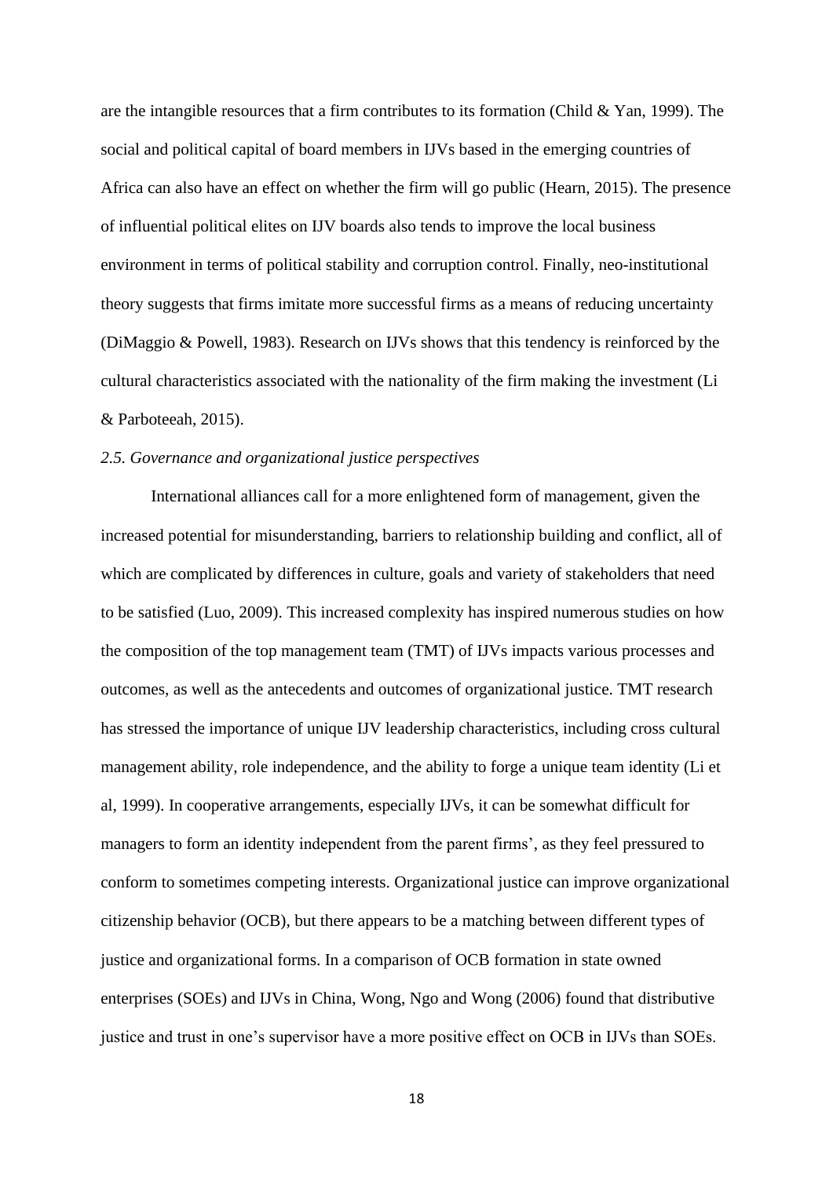are the intangible resources that a firm contributes to its formation (Child & Yan, 1999). The social and political capital of board members in IJVs based in the emerging countries of Africa can also have an effect on whether the firm will go public (Hearn, 2015). The presence of influential political elites on IJV boards also tends to improve the local business environment in terms of political stability and corruption control. Finally, neo-institutional theory suggests that firms imitate more successful firms as a means of reducing uncertainty (DiMaggio & Powell, 1983). Research on IJVs shows that this tendency is reinforced by the cultural characteristics associated with the nationality of the firm making the investment (Li & Parboteeah, 2015).

### *2.5. Governance and organizational justice perspectives*

International alliances call for a more enlightened form of management, given the increased potential for misunderstanding, barriers to relationship building and conflict, all of which are complicated by differences in culture, goals and variety of stakeholders that need to be satisfied (Luo, 2009). This increased complexity has inspired numerous studies on how the composition of the top management team (TMT) of IJVs impacts various processes and outcomes, as well as the antecedents and outcomes of organizational justice. TMT research has stressed the importance of unique IJV leadership characteristics, including cross cultural management ability, role independence, and the ability to forge a unique team identity (Li et al, 1999). In cooperative arrangements, especially IJVs, it can be somewhat difficult for managers to form an identity independent from the parent firms', as they feel pressured to conform to sometimes competing interests. Organizational justice can improve organizational citizenship behavior (OCB), but there appears to be a matching between different types of justice and organizational forms. In a comparison of OCB formation in state owned enterprises (SOEs) and IJVs in China, Wong, Ngo and Wong (2006) found that distributive justice and trust in one's supervisor have a more positive effect on OCB in IJVs than SOEs.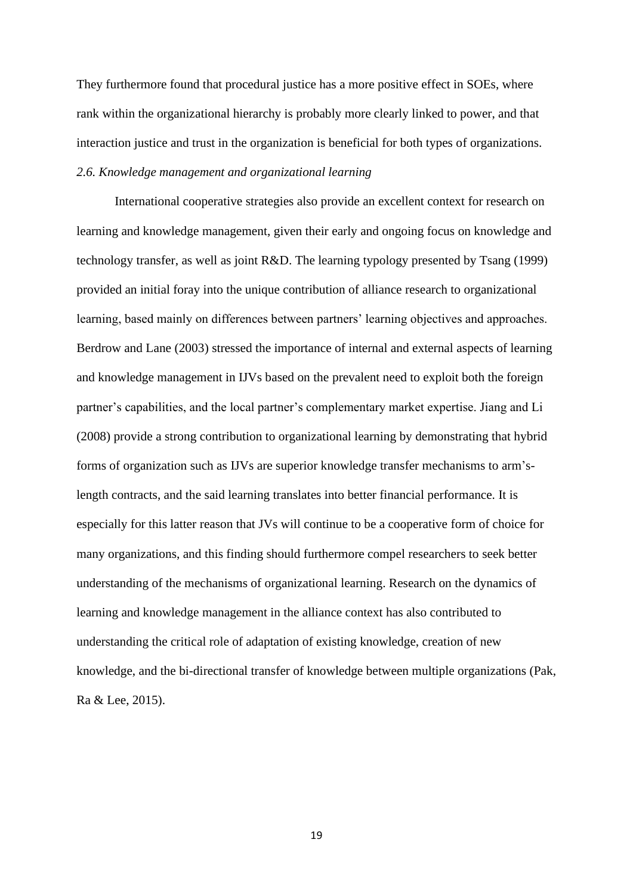They furthermore found that procedural justice has a more positive effect in SOEs, where rank within the organizational hierarchy is probably more clearly linked to power, and that interaction justice and trust in the organization is beneficial for both types of organizations.

### *2.6. Knowledge management and organizational learning*

International cooperative strategies also provide an excellent context for research on learning and knowledge management, given their early and ongoing focus on knowledge and technology transfer, as well as joint R&D. The learning typology presented by Tsang (1999) provided an initial foray into the unique contribution of alliance research to organizational learning, based mainly on differences between partners' learning objectives and approaches. Berdrow and Lane (2003) stressed the importance of internal and external aspects of learning and knowledge management in IJVs based on the prevalent need to exploit both the foreign partner's capabilities, and the local partner's complementary market expertise. Jiang and Li (2008) provide a strong contribution to organizational learning by demonstrating that hybrid forms of organization such as IJVs are superior knowledge transfer mechanisms to arm's-length contracts, and the said learning translates into better financial performance. It is especially for this latter reason that JVs will continue to be a cooperative form of choice for many organizations, and this finding should furthermore compel researchers to seek better understanding of the mechanisms of organizational learning. Research on the dynamics of learning and knowledge management in the alliance context has also contributed to understanding the critical role of adaptation of existing knowledge, creation of new knowledge, and the bi-directional transfer of knowledge between multiple organizations (Pak, Ra & Lee, 2015).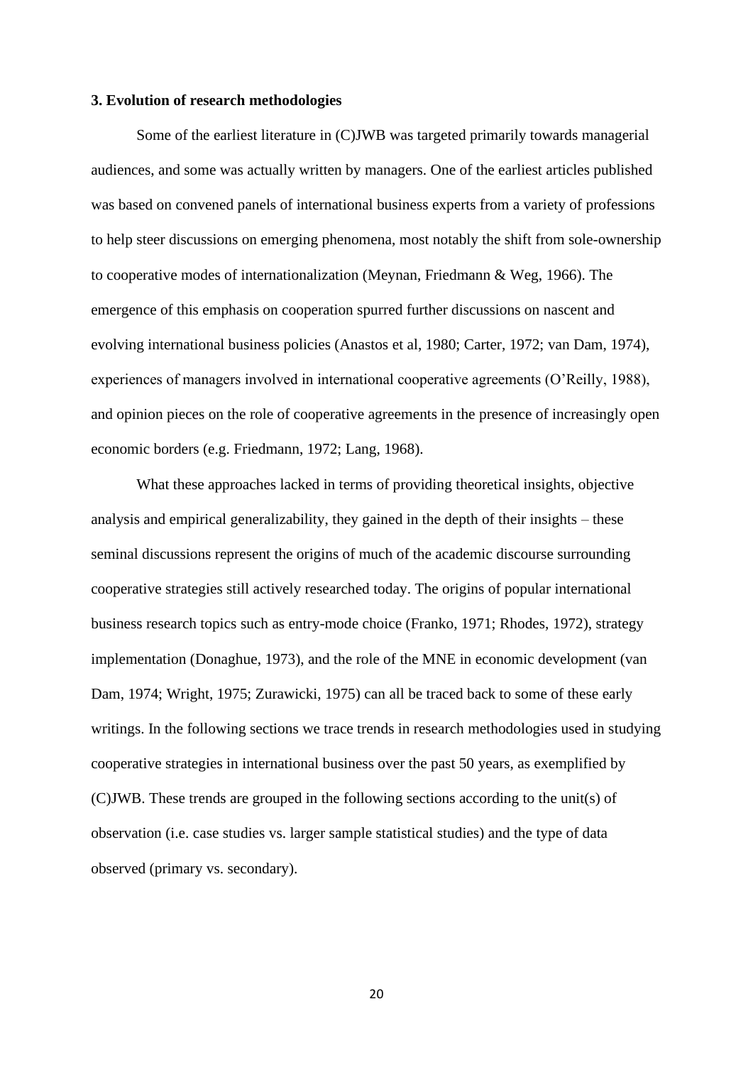### 3. Evolution of research methodologies

Some of the earliest literature in (C)JWB was targeted primarily towards managerial audiences, and some was actually written by managers. One of the earliest articles published was based on convened panels of international business experts from a variety of professions to help steer discussions on emerging phenomena, most notably the shift from sole-ownership to cooperative modes of internationalization (Meynan, Friedmann & Weg, 1966). The emergence of this emphasis on cooperation spurred further discussions on nascent and evolving international business policies (Anastos et al, 1980; Carter, 1972; van Dam, 1974), experiences of managers involved in international cooperative agreements (O'Reilly, 1988), and opinion pieces on the role of cooperative agreements in the presence of increasingly open economic borders (e.g. Friedmann, 1972; Lang, 1968).

What these approaches lacked in terms of providing theoretical insights, objective analysis and empirical generalizability, they gained in the depth of their insights – these seminal discussions represent the origins of much of the academic discourse surrounding cooperative strategies still actively researched today. The origins of popular international business research topics such as entry-mode choice (Franko, 1971; Rhodes, 1972), strategy implementation (Donaghue, 1973), and the role of the MNE in economic development (van Dam, 1974; Wright, 1975; Zurawicki, 1975) can all be traced back to some of these early writings. In the following sections we trace trends in research methodologies used in studying cooperative strategies in international business over the past 50 years, as exemplified by (C)JWB. These trends are grouped in the following sections according to the unit(s) of observation (i.e. case studies vs. larger sample statistical studies) and the type of data observed (primary vs. secondary).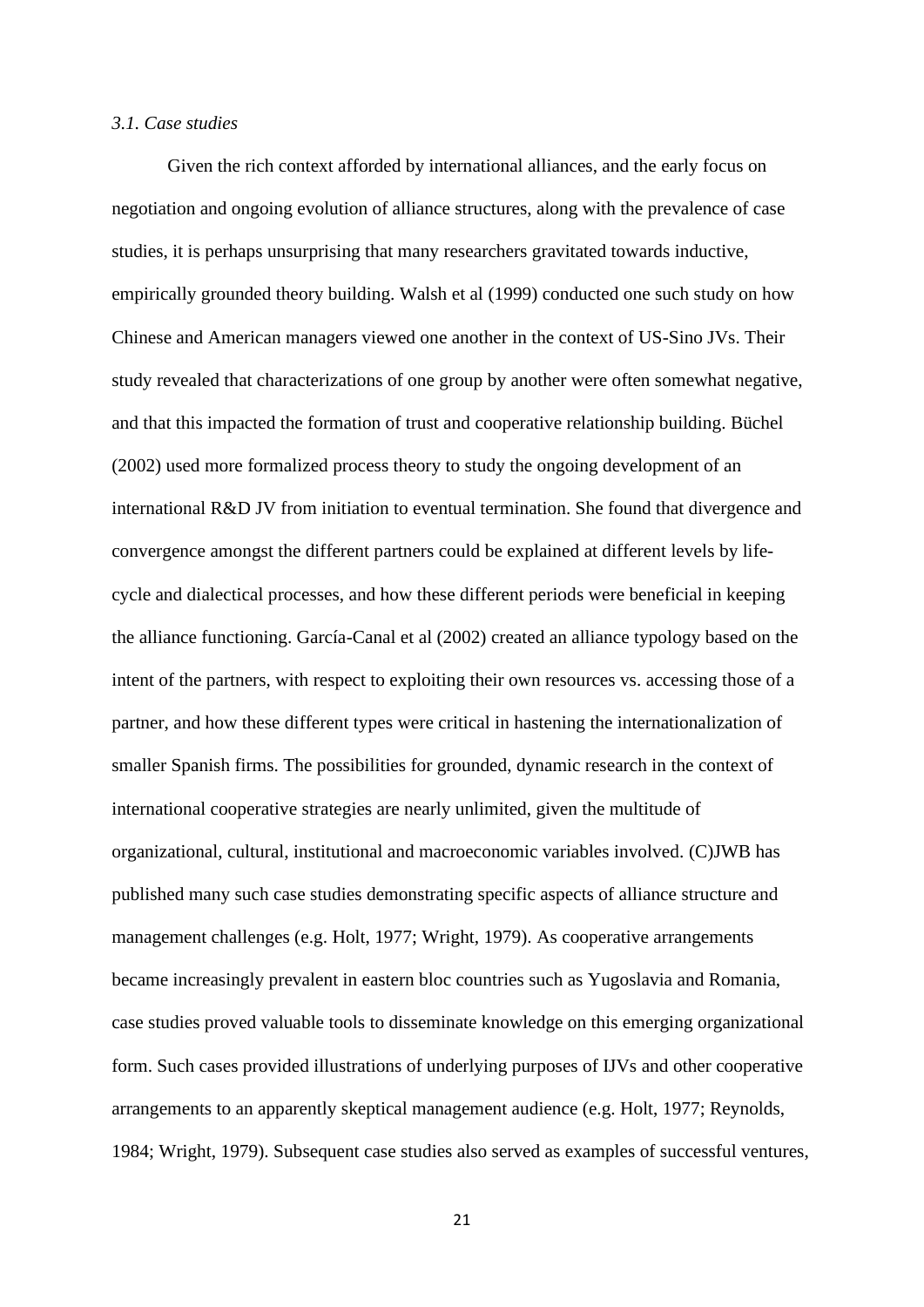*3.1. Case studies*

Given the rich context afforded by international alliances, and the early focus on negotiation and ongoing evolution of alliance structures, along with the prevalence of case studies, it is perhaps unsurprising that many researchers gravitated towards inductive, empirically grounded theory building. Walsh et al (1999) conducted one such study on how Chinese and American managers viewed one another in the context of US-Sino JVs. Their study revealed that characterizations of one group by another were often somewhat negative, and that this impacted the formation of trust and cooperative relationship building. Büchel (2002) used more formalized process theory to study the ongoing development of an international R&D JV from initiation to eventual termination. She found that divergence and convergence amongst the different partners could be explained at different levels by life-cycle and dialectical processes, and how these different periods were beneficial in keeping the alliance functioning. García-Canal et al (2002) created an alliance typology based on the intent of the partners, with respect to exploiting their own resources vs. accessing those of a partner, and how these different types were critical in hastening the internationalization of smaller Spanish firms. The possibilities for grounded, dynamic research in the context of international cooperative strategies are nearly unlimited, given the multitude of organizational, cultural, institutional and macroeconomic variables involved. (C)JWB has published many such case studies demonstrating specific aspects of alliance structure and management challenges (e.g. Holt, 1977; Wright, 1979). As cooperative arrangements became increasingly prevalent in eastern bloc countries such as Yugoslavia and Romania, case studies proved valuable tools to disseminate knowledge on this emerging organizational form. Such cases provided illustrations of underlying purposes of IJVs and other cooperative arrangements to an apparently skeptical management audience (e.g. Holt, 1977; Reynolds, 1984; Wright, 1979). Subsequent case studies also served as examples of successful ventures,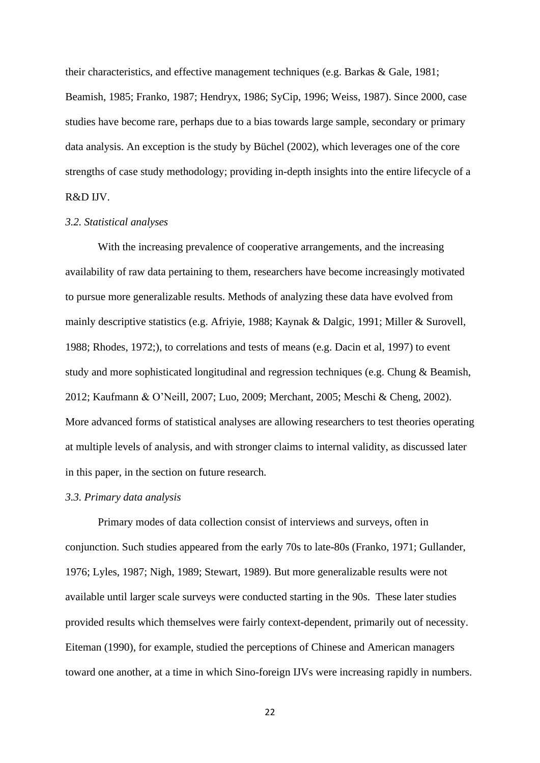their characteristics, and effective management techniques (e.g. Barkas & Gale, 1981; Beamish, 1985; Franko, 1987; Hendryx, 1986; SyCip, 1996; Weiss, 1987). Since 2000, case studies have become rare, perhaps due to a bias towards large sample, secondary or primary data analysis. An exception is the study by Büchel (2002), which leverages one of the core strengths of case study methodology; providing in-depth insights into the entire lifecycle of a R&D IJV.

### *3.2. Statistical analyses*

With the increasing prevalence of cooperative arrangements, and the increasing availability of raw data pertaining to them, researchers have become increasingly motivated to pursue more generalizable results. Methods of analyzing these data have evolved from mainly descriptive statistics (e.g. Afriyie, 1988; Kaynak & Dalgic, 1991; Miller & Surovell, 1988; Rhodes, 1972;), to correlations and tests of means (e.g. Dacin et al, 1997) to event study and more sophisticated longitudinal and regression techniques (e.g. Chung & Beamish, 2012; Kaufmann & O'Neill, 2007; Luo, 2009; Merchant, 2005; Meschi & Cheng, 2002). More advanced forms of statistical analyses are allowing researchers to test theories operating at multiple levels of analysis, and with stronger claims to internal validity, as discussed later in this paper, in the section on future research.

### *3.3. Primary data analysis*

Primary modes of data collection consist of interviews and surveys, often in conjunction. Such studies appeared from the early 70s to late-80s (Franko, 1971; Gullander, 1976; Lyles, 1987; Nigh, 1989; Stewart, 1989). But more generalizable results were not available until larger scale surveys were conducted starting in the 90s. These later studies provided results which themselves were fairly context-dependent, primarily out of necessity. Eiteman (1990), for example, studied the perceptions of Chinese and American managers toward one another, at a time in which Sino-foreign IJVs were increasing rapidly in numbers.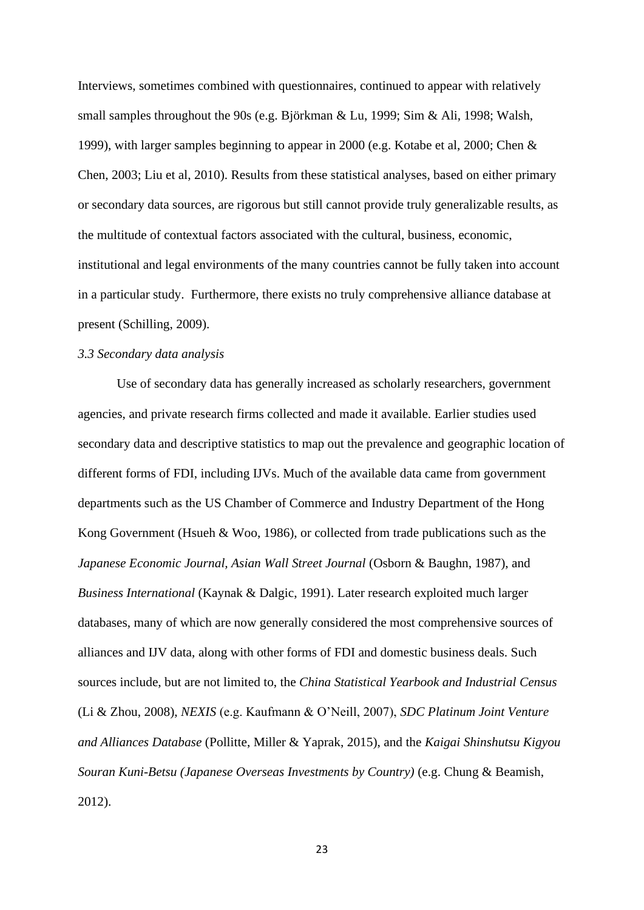Interviews, sometimes combined with questionnaires, continued to appear with relatively small samples throughout the 90s (e.g. Björkman & Lu, 1999; Sim & Ali, 1998; Walsh, 1999), with larger samples beginning to appear in 2000 (e.g. Kotabe et al, 2000; Chen & Chen, 2003; Liu et al, 2010). Results from these statistical analyses, based on either primary or secondary data sources, are rigorous but still cannot provide truly generalizable results, as the multitude of contextual factors associated with the cultural, business, economic, institutional and legal environments of the many countries cannot be fully taken into account in a particular study. Furthermore, there exists no truly comprehensive alliance database at present (Schilling, 2009).

### *3.3 Secondary data analysis*

Use of secondary data has generally increased as scholarly researchers, government agencies, and private research firms collected and made it available. Earlier studies used secondary data and descriptive statistics to map out the prevalence and geographic location of different forms of FDI, including IJVs. Much of the available data came from government departments such as the US Chamber of Commerce and Industry Department of the Hong Kong Government (Hsueh & Woo, 1986), or collected from trade publications such as the *Japanese Economic Journal, Asian Wall Street Journal* (Osborn & Baughn, 1987), and *Business International* (Kaynak & Dalgic, 1991). Later research exploited much larger databases, many of which are now generally considered the most comprehensive sources of alliances and IJV data, along with other forms of FDI and domestic business deals. Such sources include, but are not limited to, the *China Statistical Yearbook and Industrial Census* (Li & Zhou, 2008), *NEXIS* (e.g. Kaufmann & O'Neill, 2007), *SDC Platinum Joint Venture and Alliances Database* (Pollitte, Miller & Yaprak, 2015), and the *Kaigai Shinshutsu Kigyou Souran Kuni-Betsu (Japanese Overseas Investments by Country)* (e.g. Chung & Beamish, 2012).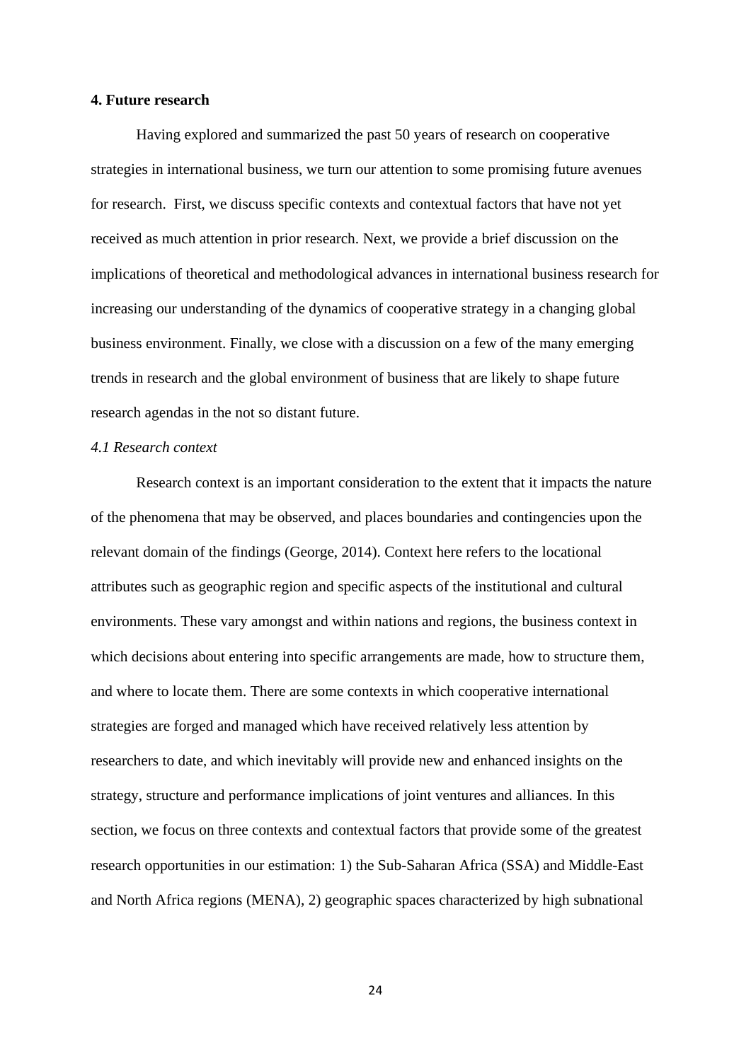## 4. Future research

Having explored and summarized the past 50 years of research on cooperative strategies in international business, we turn our attention to some promising future avenues for research. First, we discuss specific contexts and contextual factors that have not yet received as much attention in prior research. Next, we provide a brief discussion on the implications of theoretical and methodological advances in international business research for increasing our understanding of the dynamics of cooperative strategy in a changing global business environment. Finally, we close with a discussion on a few of the many emerging trends in research and the global environment of business that are likely to shape future research agendas in the not so distant future.

### *4.1 Research context*

Research context is an important consideration to the extent that it impacts the nature of the phenomena that may be observed, and places boundaries and contingencies upon the relevant domain of the findings (George, 2014). Context here refers to the locational attributes such as geographic region and specific aspects of the institutional and cultural environments. These vary amongst and within nations and regions, the business context in which decisions about entering into specific arrangements are made, how to structure them, and where to locate them. There are some contexts in which cooperative international strategies are forged and managed which have received relatively less attention by researchers to date, and which inevitably will provide new and enhanced insights on the strategy, structure and performance implications of joint ventures and alliances. In this section, we focus on three contexts and contextual factors that provide some of the greatest research opportunities in our estimation: 1) the Sub-Saharan Africa (SSA) and Middle-East and North Africa regions (MENA), 2) geographic spaces characterized by high subnational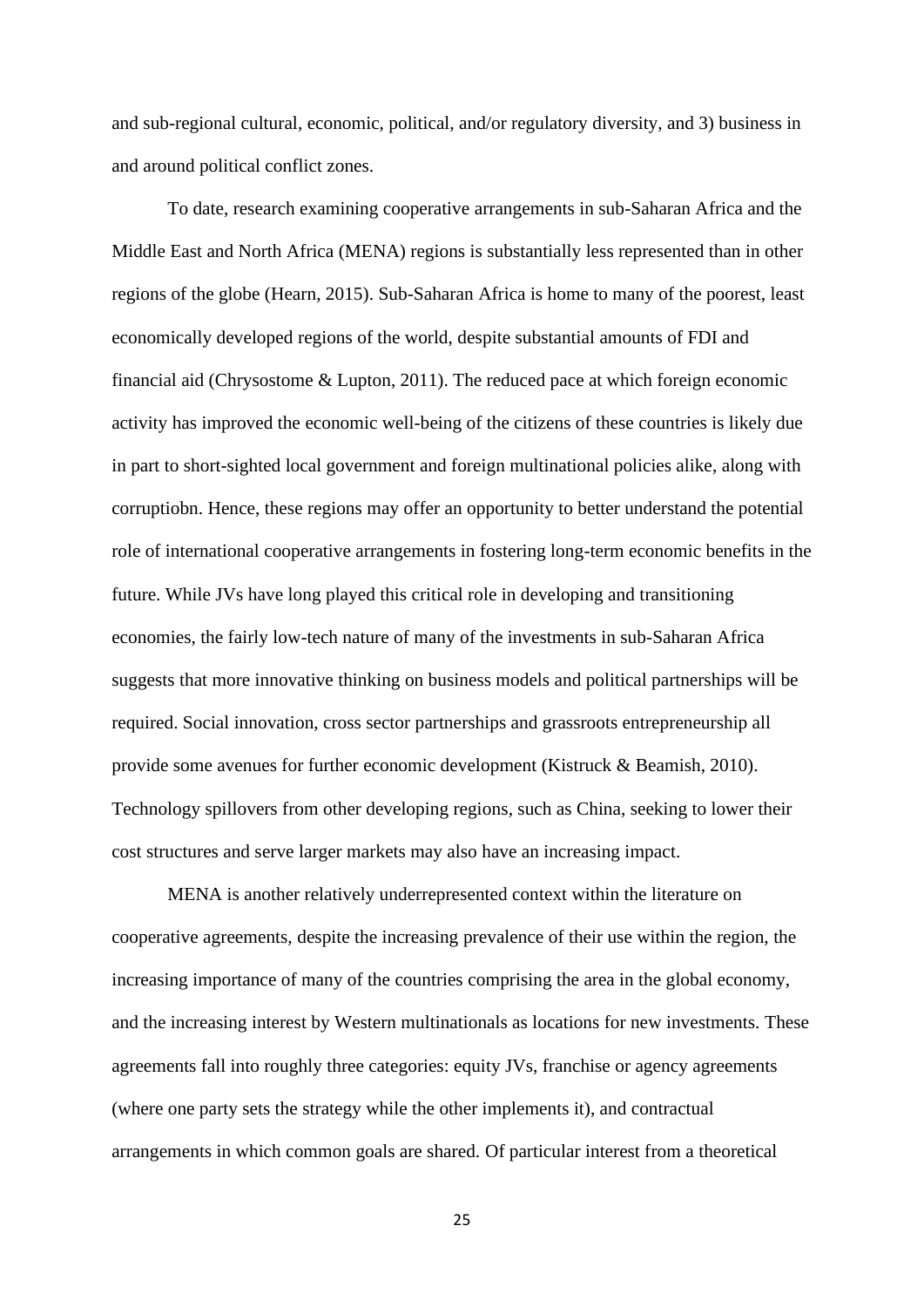and sub-regional cultural, economic, political, and/or regulatory diversity, and 3) business in and around political conflict zones.

To date, research examining cooperative arrangements in sub-Saharan Africa and the Middle East and North Africa (MENA) regions is substantially less represented than in other regions of the globe (Hearn, 2015). Sub-Saharan Africa is home to many of the poorest, least economically developed regions of the world, despite substantial amounts of FDI and financial aid (Chrysostome & Lupton, 2011). The reduced pace at which foreign economic activity has improved the economic well-being of the citizens of these countries is likely due in part to short-sighted local government and foreign multinational policies alike, along with corruptiobn. Hence, these regions may offer an opportunity to better understand the potential role of international cooperative arrangements in fostering long-term economic benefits in the future. While JVs have long played this critical role in developing and transitioning economies, the fairly low-tech nature of many of the investments in sub-Saharan Africa suggests that more innovative thinking on business models and political partnerships will be required. Social innovation, cross sector partnerships and grassroots entrepreneurship all provide some avenues for further economic development (Kistruck & Beamish, 2010). Technology spillovers from other developing regions, such as China, seeking to lower their cost structures and serve larger markets may also have an increasing impact.

MENA is another relatively underrepresented context within the literature on cooperative agreements, despite the increasing prevalence of their use within the region, the increasing importance of many of the countries comprising the area in the global economy, and the increasing interest by Western multinationals as locations for new investments. These agreements fall into roughly three categories: equity JVs, franchise or agency agreements (where one party sets the strategy while the other implements it), and contractual arrangements in which common goals are shared. Of particular interest from a theoretical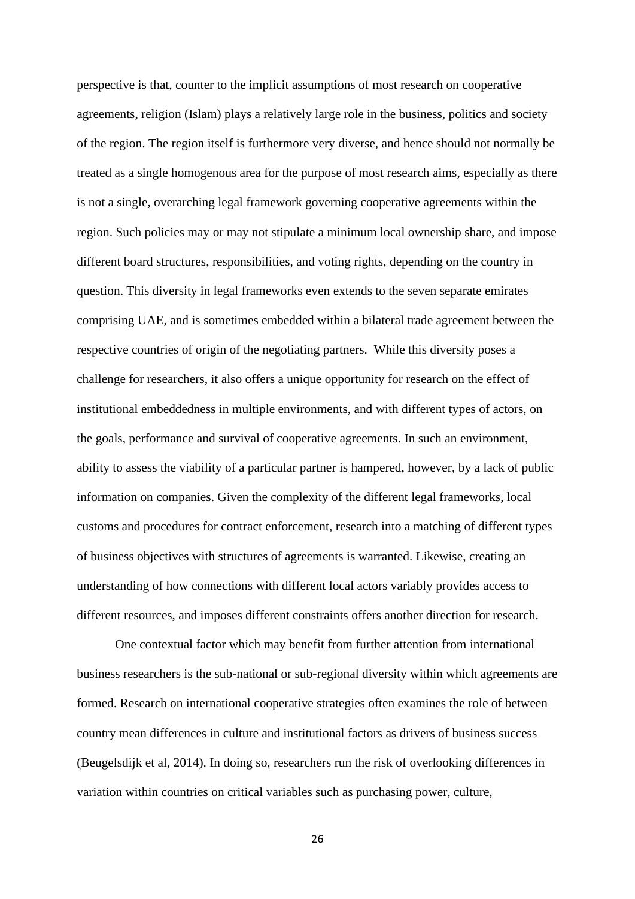perspective is that, counter to the implicit assumptions of most research on cooperative agreements, religion (Islam) plays a relatively large role in the business, politics and society of the region. The region itself is furthermore very diverse, and hence should not normally be treated as a single homogenous area for the purpose of most research aims, especially as there is not a single, overarching legal framework governing cooperative agreements within the region. Such policies may or may not stipulate a minimum local ownership share, and impose different board structures, responsibilities, and voting rights, depending on the country in question. This diversity in legal frameworks even extends to the seven separate emirates comprising UAE, and is sometimes embedded within a bilateral trade agreement between the respective countries of origin of the negotiating partners. While this diversity poses a challenge for researchers, it also offers a unique opportunity for research on the effect of institutional embeddedness in multiple environments, and with different types of actors, on the goals, performance and survival of cooperative agreements. In such an environment, ability to assess the viability of a particular partner is hampered, however, by a lack of public information on companies. Given the complexity of the different legal frameworks, local customs and procedures for contract enforcement, research into a matching of different types of business objectives with structures of agreements is warranted. Likewise, creating an understanding of how connections with different local actors variably provides access to different resources, and imposes different constraints offers another direction for research.

One contextual factor which may benefit from further attention from international business researchers is the sub-national or sub-regional diversity within which agreements are formed. Research on international cooperative strategies often examines the role of between country mean differences in culture and institutional factors as drivers of business success (Beugelsdijk et al, 2014). In doing so, researchers run the risk of overlooking differences in variation within countries on critical variables such as purchasing power, culture,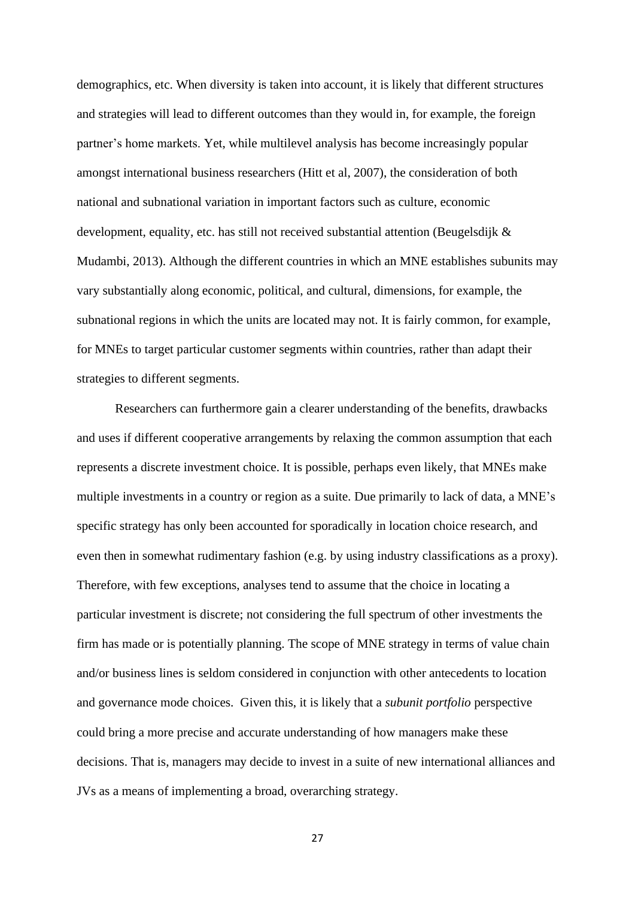demographics, etc. When diversity is taken into account, it is likely that different structures and strategies will lead to different outcomes than they would in, for example, the foreign partner's home markets. Yet, while multilevel analysis has become increasingly popular amongst international business researchers (Hitt et al, 2007), the consideration of both national and subnational variation in important factors such as culture, economic development, equality, etc. has still not received substantial attention (Beugelsdijk & Mudambi, 2013). Although the different countries in which an MNE establishes subunits may vary substantially along economic, political, and cultural, dimensions, for example, the subnational regions in which the units are located may not. It is fairly common, for example, for MNEs to target particular customer segments within countries, rather than adapt their strategies to different segments.

Researchers can furthermore gain a clearer understanding of the benefits, drawbacks and uses if different cooperative arrangements by relaxing the common assumption that each represents a discrete investment choice. It is possible, perhaps even likely, that MNEs make multiple investments in a country or region as a suite. Due primarily to lack of data, a MNE's specific strategy has only been accounted for sporadically in location choice research, and even then in somewhat rudimentary fashion (e.g. by using industry classifications as a proxy). Therefore, with few exceptions, analyses tend to assume that the choice in locating a particular investment is discrete; not considering the full spectrum of other investments the firm has made or is potentially planning. The scope of MNE strategy in terms of value chain and/or business lines is seldom considered in conjunction with other antecedents to location and governance mode choices. Given this, it is likely that a *subunit portfolio* perspective could bring a more precise and accurate understanding of how managers make these decisions. That is, managers may decide to invest in a suite of new international alliances and JVs as a means of implementing a broad, overarching strategy.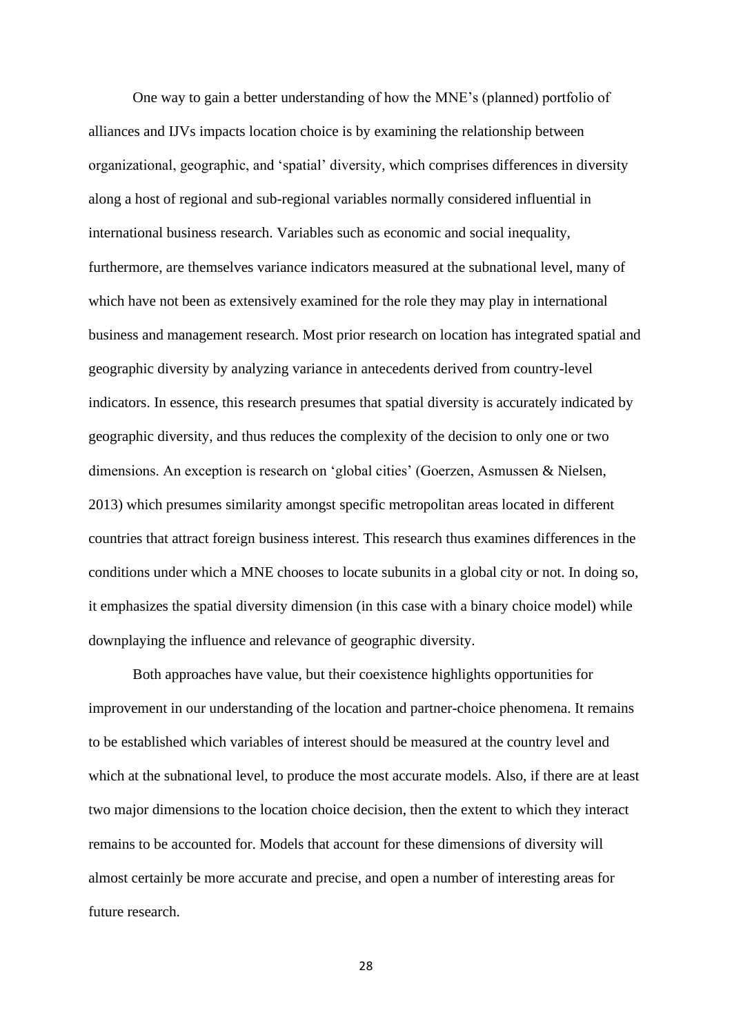One way to gain a better understanding of how the MNE's (planned) portfolio of alliances and IJVs impacts location choice is by examining the relationship between organizational, geographic, and 'spatial' diversity, which comprises differences in diversity along a host of regional and sub-regional variables normally considered influential in international business research. Variables such as economic and social inequality, furthermore, are themselves variance indicators measured at the subnational level, many of which have not been as extensively examined for the role they may play in international business and management research. Most prior research on location has integrated spatial and geographic diversity by analyzing variance in antecedents derived from country-level indicators. In essence, this research presumes that spatial diversity is accurately indicated by geographic diversity, and thus reduces the complexity of the decision to only one or two dimensions. An exception is research on 'global cities' (Goerzen, Asmussen & Nielsen, 2013) which presumes similarity amongst specific metropolitan areas located in different countries that attract foreign business interest. This research thus examines differences in the conditions under which a MNE chooses to locate subunits in a global city or not. In doing so, it emphasizes the spatial diversity dimension (in this case with a binary choice model) while downplaying the influence and relevance of geographic diversity.

Both approaches have value, but their coexistence highlights opportunities for improvement in our understanding of the location and partner-choice phenomena. It remains to be established which variables of interest should be measured at the country level and which at the subnational level, to produce the most accurate models. Also, if there are at least two major dimensions to the location choice decision, then the extent to which they interact remains to be accounted for. Models that account for these dimensions of diversity will almost certainly be more accurate and precise, and open a number of interesting areas for future research.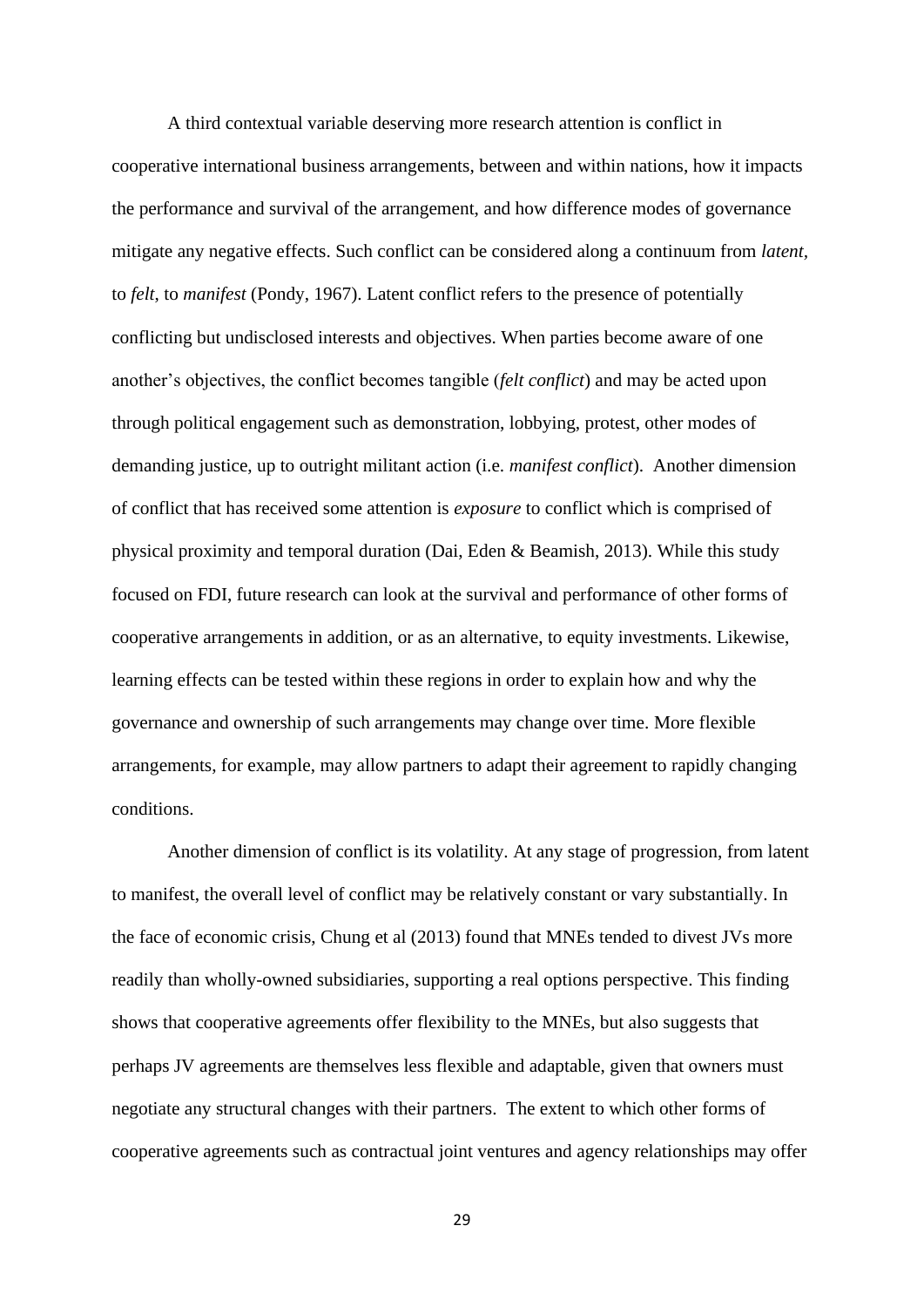A third contextual variable deserving more research attention is conflict in cooperative international business arrangements, between and within nations, how it impacts the performance and survival of the arrangement, and how difference modes of governance mitigate any negative effects. Such conflict can be considered along a continuum from *latent*, to *felt*, to *manifest* (Pondy, 1967). Latent conflict refers to the presence of potentially conflicting but undisclosed interests and objectives. When parties become aware of one another's objectives, the conflict becomes tangible (*felt conflict*) and may be acted upon through political engagement such as demonstration, lobbying, protest, other modes of demanding justice, up to outright militant action (i.e. *manifest conflict*). Another dimension of conflict that has received some attention is *exposure* to conflict which is comprised of physical proximity and temporal duration (Dai, Eden & Beamish, 2013). While this study focused on FDI, future research can look at the survival and performance of other forms of cooperative arrangements in addition, or as an alternative, to equity investments. Likewise, learning effects can be tested within these regions in order to explain how and why the governance and ownership of such arrangements may change over time. More flexible arrangements, for example, may allow partners to adapt their agreement to rapidly changing conditions.

Another dimension of conflict is its volatility. At any stage of progression, from latent to manifest, the overall level of conflict may be relatively constant or vary substantially. In the face of economic crisis, Chung et al (2013) found that MNEs tended to divest JVs more readily than wholly-owned subsidiaries, supporting a real options perspective. This finding shows that cooperative agreements offer flexibility to the MNEs, but also suggests that perhaps JV agreements are themselves less flexible and adaptable, given that owners must negotiate any structural changes with their partners. The extent to which other forms of cooperative agreements such as contractual joint ventures and agency relationships may offer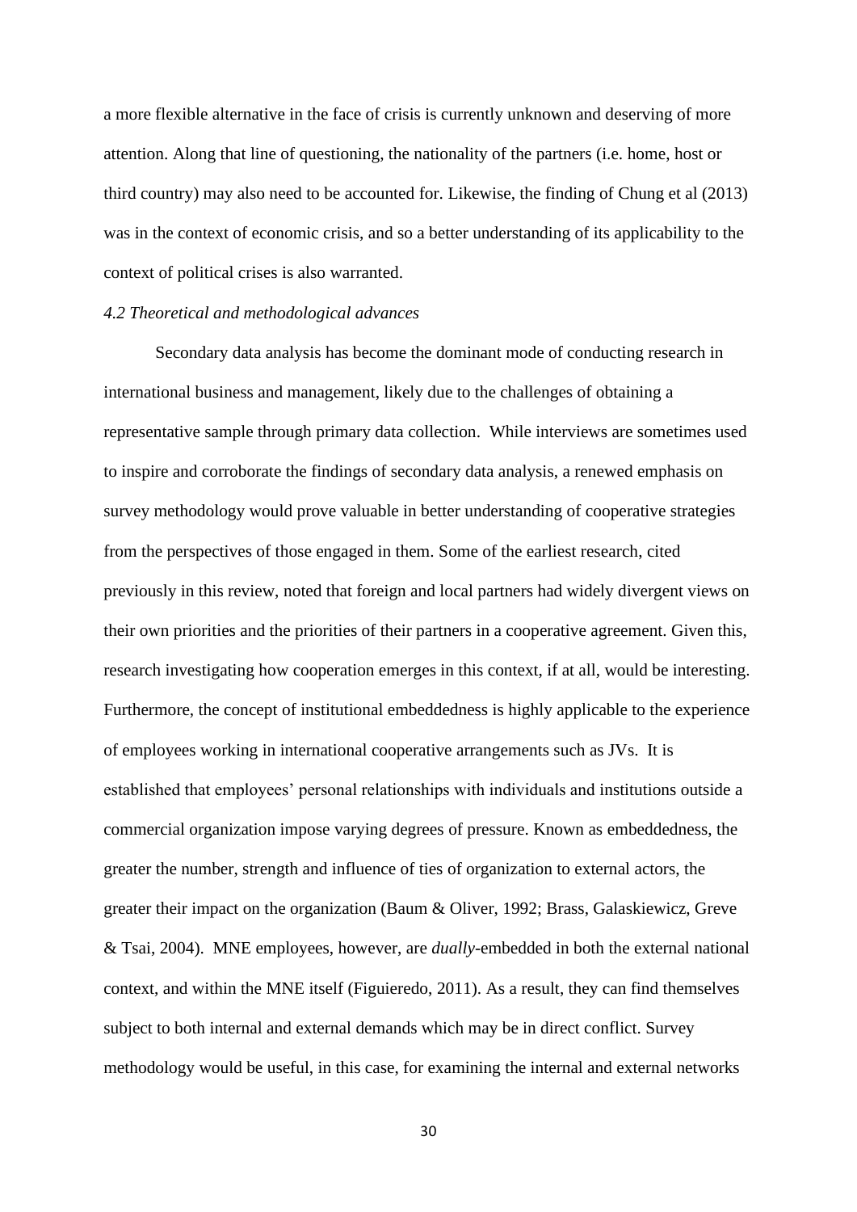a more flexible alternative in the face of crisis is currently unknown and deserving of more attention. Along that line of questioning, the nationality of the partners (i.e. home, host or third country) may also need to be accounted for. Likewise, the finding of Chung et al (2013) was in the context of economic crisis, and so a better understanding of its applicability to the context of political crises is also warranted.

*4.2 Theoretical and methodological advances*

Secondary data analysis has become the dominant mode of conducting research in international business and management, likely due to the challenges of obtaining a representative sample through primary data collection. While interviews are sometimes used to inspire and corroborate the findings of secondary data analysis, a renewed emphasis on survey methodology would prove valuable in better understanding of cooperative strategies from the perspectives of those engaged in them. Some of the earliest research, cited previously in this review, noted that foreign and local partners had widely divergent views on their own priorities and the priorities of their partners in a cooperative agreement. Given this, research investigating how cooperation emerges in this context, if at all, would be interesting. Furthermore, the concept of institutional embeddedness is highly applicable to the experience of employees working in international cooperative arrangements such as JVs. It is established that employees' personal relationships with individuals and institutions outside a commercial organization impose varying degrees of pressure. Known as embeddedness, the greater the number, strength and influence of ties of organization to external actors, the greater their impact on the organization (Baum & Oliver, 1992; Brass, Galaskiewicz, Greve & Tsai, 2004). MNE employees, however, are *dually*-embedded in both the external national context, and within the MNE itself (Figuieredo, 2011). As a result, they can find themselves subject to both internal and external demands which may be in direct conflict. Survey methodology would be useful, in this case, for examining the internal and external networks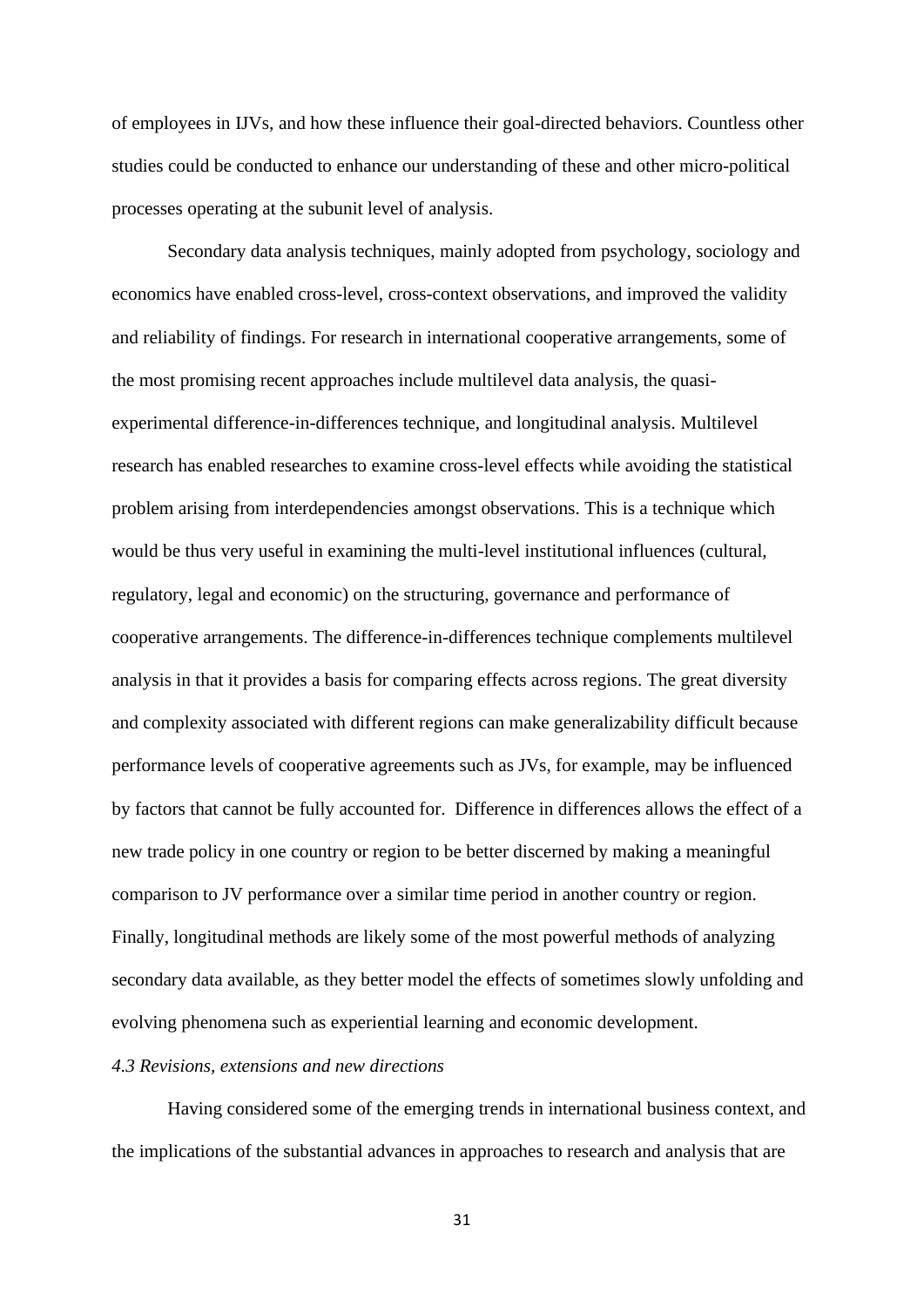of employees in IJVs, and how these influence their goal-directed behaviors. Countless other studies could be conducted to enhance our understanding of these and other micro-political processes operating at the subunit level of analysis.

Secondary data analysis techniques, mainly adopted from psychology, sociology and economics have enabled cross-level, cross-context observations, and improved the validity and reliability of findings. For research in international cooperative arrangements, some of the most promising recent approaches include multilevel data analysis, the quasi-experimental difference-in-differences technique, and longitudinal analysis. Multilevel research has enabled researches to examine cross-level effects while avoiding the statistical problem arising from interdependencies amongst observations. This is a technique which would be thus very useful in examining the multi-level institutional influences (cultural, regulatory, legal and economic) on the structuring, governance and performance of cooperative arrangements. The difference-in-differences technique complements multilevel analysis in that it provides a basis for comparing effects across regions. The great diversity and complexity associated with different regions can make generalizability difficult because performance levels of cooperative agreements such as JVs, for example, may be influenced by factors that cannot be fully accounted for. Difference in differences allows the effect of a new trade policy in one country or region to be better discerned by making a meaningful comparison to JV performance over a similar time period in another country or region. Finally, longitudinal methods are likely some of the most powerful methods of analyzing secondary data available, as they better model the effects of sometimes slowly unfolding and evolving phenomena such as experiential learning and economic development.

### *4.3 Revisions, extensions and new directions*

Having considered some of the emerging trends in international business context, and the implications of the substantial advances in approaches to research and analysis that are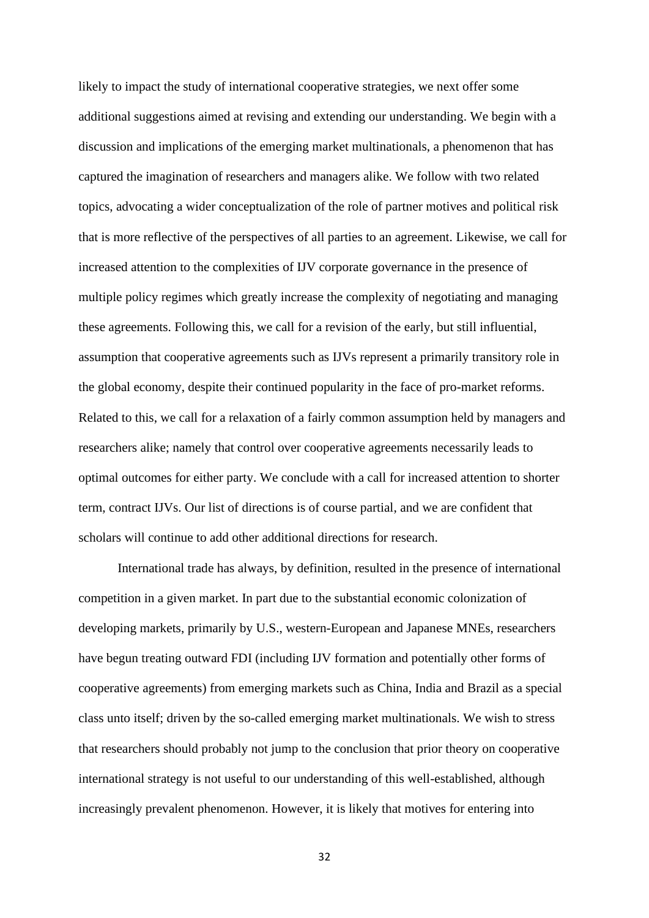likely to impact the study of international cooperative strategies, we next offer some additional suggestions aimed at revising and extending our understanding. We begin with a discussion and implications of the emerging market multinationals, a phenomenon that has captured the imagination of researchers and managers alike. We follow with two related topics, advocating a wider conceptualization of the role of partner motives and political risk that is more reflective of the perspectives of all parties to an agreement. Likewise, we call for increased attention to the complexities of IJV corporate governance in the presence of multiple policy regimes which greatly increase the complexity of negotiating and managing these agreements. Following this, we call for a revision of the early, but still influential, assumption that cooperative agreements such as IJVs represent a primarily transitory role in the global economy, despite their continued popularity in the face of pro-market reforms. Related to this, we call for a relaxation of a fairly common assumption held by managers and researchers alike; namely that control over cooperative agreements necessarily leads to optimal outcomes for either party. We conclude with a call for increased attention to shorter term, contract IJVs. Our list of directions is of course partial, and we are confident that scholars will continue to add other additional directions for research.

International trade has always, by definition, resulted in the presence of international competition in a given market. In part due to the substantial economic colonization of developing markets, primarily by U.S., western-European and Japanese MNEs, researchers have begun treating outward FDI (including IJV formation and potentially other forms of cooperative agreements) from emerging markets such as China, India and Brazil as a special class unto itself; driven by the so-called emerging market multinationals. We wish to stress that researchers should probably not jump to the conclusion that prior theory on cooperative international strategy is not useful to our understanding of this well-established, although increasingly prevalent phenomenon. However, it is likely that motives for entering into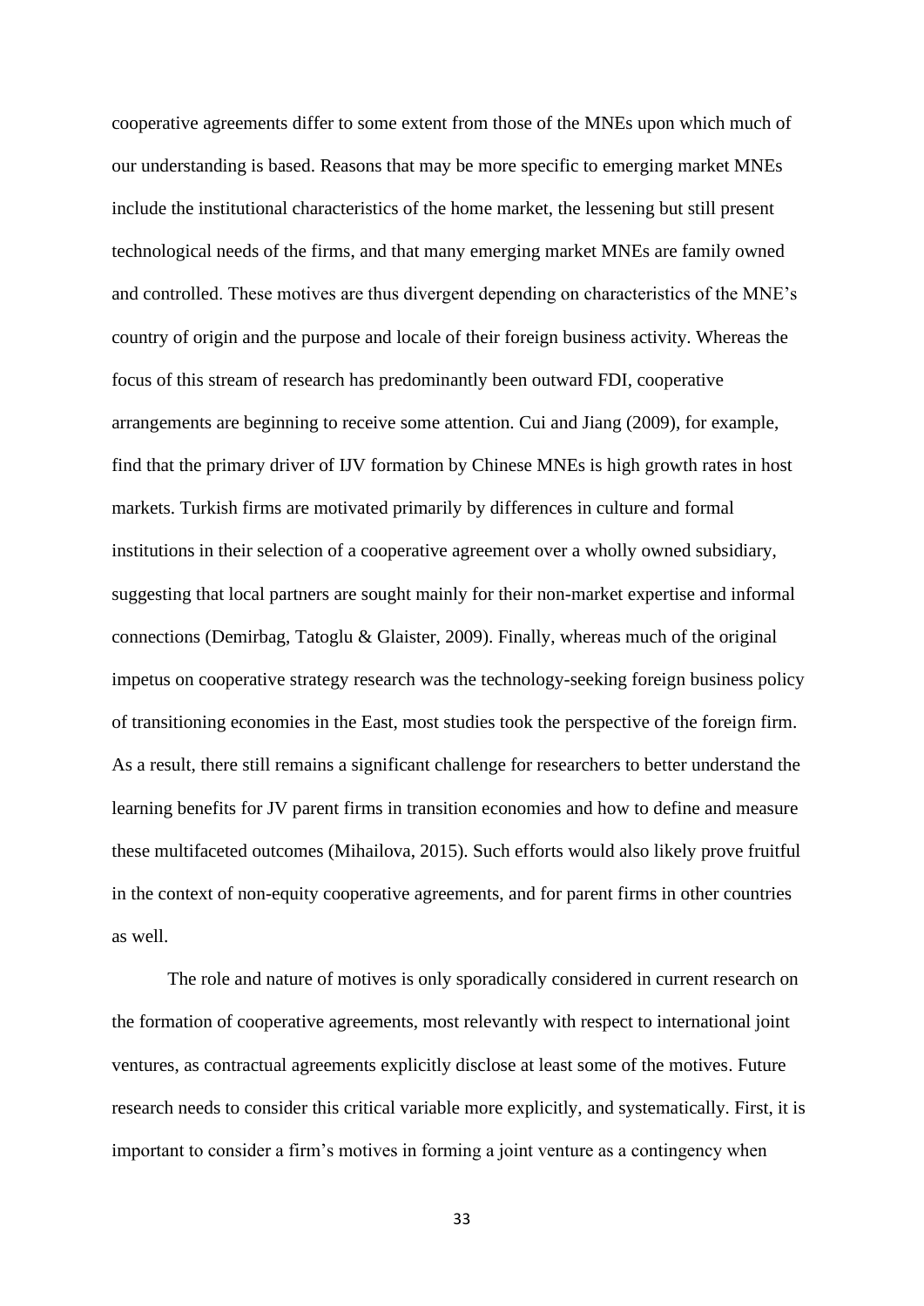cooperative agreements differ to some extent from those of the MNEs upon which much of our understanding is based. Reasons that may be more specific to emerging market MNEs include the institutional characteristics of the home market, the lessening but still present technological needs of the firms, and that many emerging market MNEs are family owned and controlled. These motives are thus divergent depending on characteristics of the MNE's country of origin and the purpose and locale of their foreign business activity. Whereas the focus of this stream of research has predominantly been outward FDI, cooperative arrangements are beginning to receive some attention. Cui and Jiang (2009), for example, find that the primary driver of IJV formation by Chinese MNEs is high growth rates in host markets. Turkish firms are motivated primarily by differences in culture and formal institutions in their selection of a cooperative agreement over a wholly owned subsidiary, suggesting that local partners are sought mainly for their non-market expertise and informal connections (Demirbag, Tatoglu & Glaister, 2009). Finally, whereas much of the original impetus on cooperative strategy research was the technology-seeking foreign business policy of transitioning economies in the East, most studies took the perspective of the foreign firm. As a result, there still remains a significant challenge for researchers to better understand the learning benefits for JV parent firms in transition economies and how to define and measure these multifaceted outcomes (Mihailova, 2015). Such efforts would also likely prove fruitful in the context of non-equity cooperative agreements, and for parent firms in other countries as well.

The role and nature of motives is only sporadically considered in current research on the formation of cooperative agreements, most relevantly with respect to international joint ventures, as contractual agreements explicitly disclose at least some of the motives. Future research needs to consider this critical variable more explicitly, and systematically. First, it is important to consider a firm's motives in forming a joint venture as a contingency when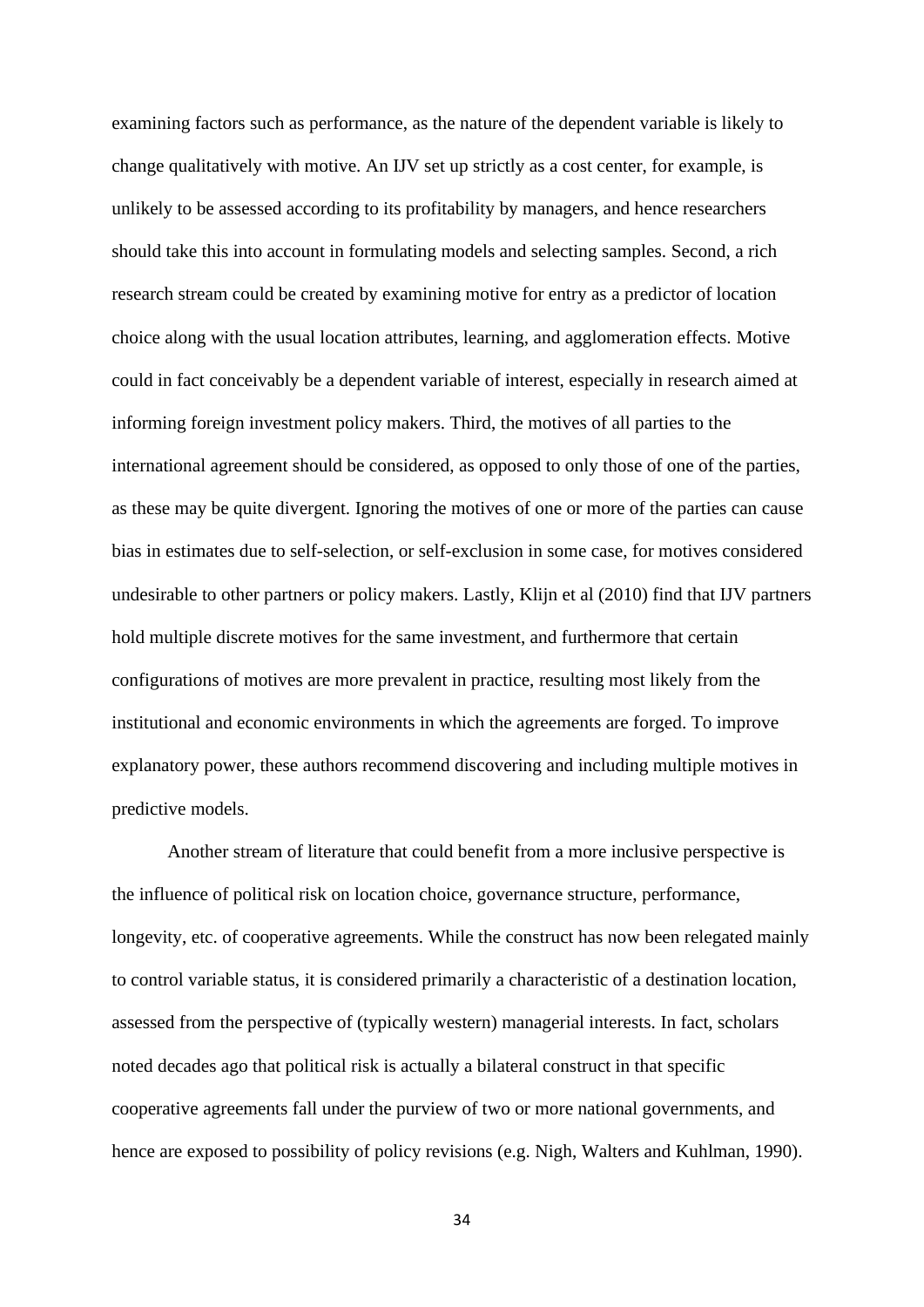examining factors such as performance, as the nature of the dependent variable is likely to change qualitatively with motive. An IJV set up strictly as a cost center, for example, is unlikely to be assessed according to its profitability by managers, and hence researchers should take this into account in formulating models and selecting samples. Second, a rich research stream could be created by examining motive for entry as a predictor of location choice along with the usual location attributes, learning, and agglomeration effects. Motive could in fact conceivably be a dependent variable of interest, especially in research aimed at informing foreign investment policy makers. Third, the motives of all parties to the international agreement should be considered, as opposed to only those of one of the parties, as these may be quite divergent. Ignoring the motives of one or more of the parties can cause bias in estimates due to self-selection, or self-exclusion in some case, for motives considered undesirable to other partners or policy makers. Lastly, Klijn et al (2010) find that IJV partners hold multiple discrete motives for the same investment, and furthermore that certain configurations of motives are more prevalent in practice, resulting most likely from the institutional and economic environments in which the agreements are forged. To improve explanatory power, these authors recommend discovering and including multiple motives in predictive models.

Another stream of literature that could benefit from a more inclusive perspective is the influence of political risk on location choice, governance structure, performance, longevity, etc. of cooperative agreements. While the construct has now been relegated mainly to control variable status, it is considered primarily a characteristic of a destination location, assessed from the perspective of (typically western) managerial interests. In fact, scholars noted decades ago that political risk is actually a bilateral construct in that specific cooperative agreements fall under the purview of two or more national governments, and hence are exposed to possibility of policy revisions (e.g. Nigh, Walters and Kuhlman, 1990).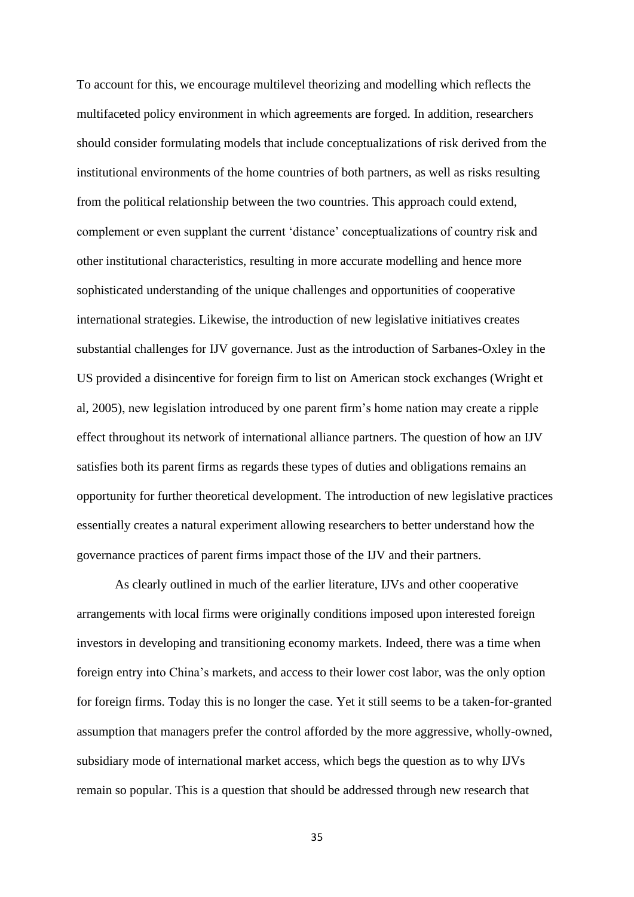To account for this, we encourage multilevel theorizing and modelling which reflects the multifaceted policy environment in which agreements are forged. In addition, researchers should consider formulating models that include conceptualizations of risk derived from the institutional environments of the home countries of both partners, as well as risks resulting from the political relationship between the two countries. This approach could extend, complement or even supplant the current 'distance' conceptualizations of country risk and other institutional characteristics, resulting in more accurate modelling and hence more sophisticated understanding of the unique challenges and opportunities of cooperative international strategies. Likewise, the introduction of new legislative initiatives creates substantial challenges for IJV governance. Just as the introduction of Sarbanes-Oxley in the US provided a disincentive for foreign firm to list on American stock exchanges (Wright et al, 2005), new legislation introduced by one parent firm's home nation may create a ripple effect throughout its network of international alliance partners. The question of how an IJV satisfies both its parent firms as regards these types of duties and obligations remains an opportunity for further theoretical development. The introduction of new legislative practices essentially creates a natural experiment allowing researchers to better understand how the governance practices of parent firms impact those of the IJV and their partners.

As clearly outlined in much of the earlier literature, IJVs and other cooperative arrangements with local firms were originally conditions imposed upon interested foreign investors in developing and transitioning economy markets. Indeed, there was a time when foreign entry into China's markets, and access to their lower cost labor, was the only option for foreign firms. Today this is no longer the case. Yet it still seems to be a taken-for-granted assumption that managers prefer the control afforded by the more aggressive, wholly-owned, subsidiary mode of international market access, which begs the question as to why IJVs remain so popular. This is a question that should be addressed through new research that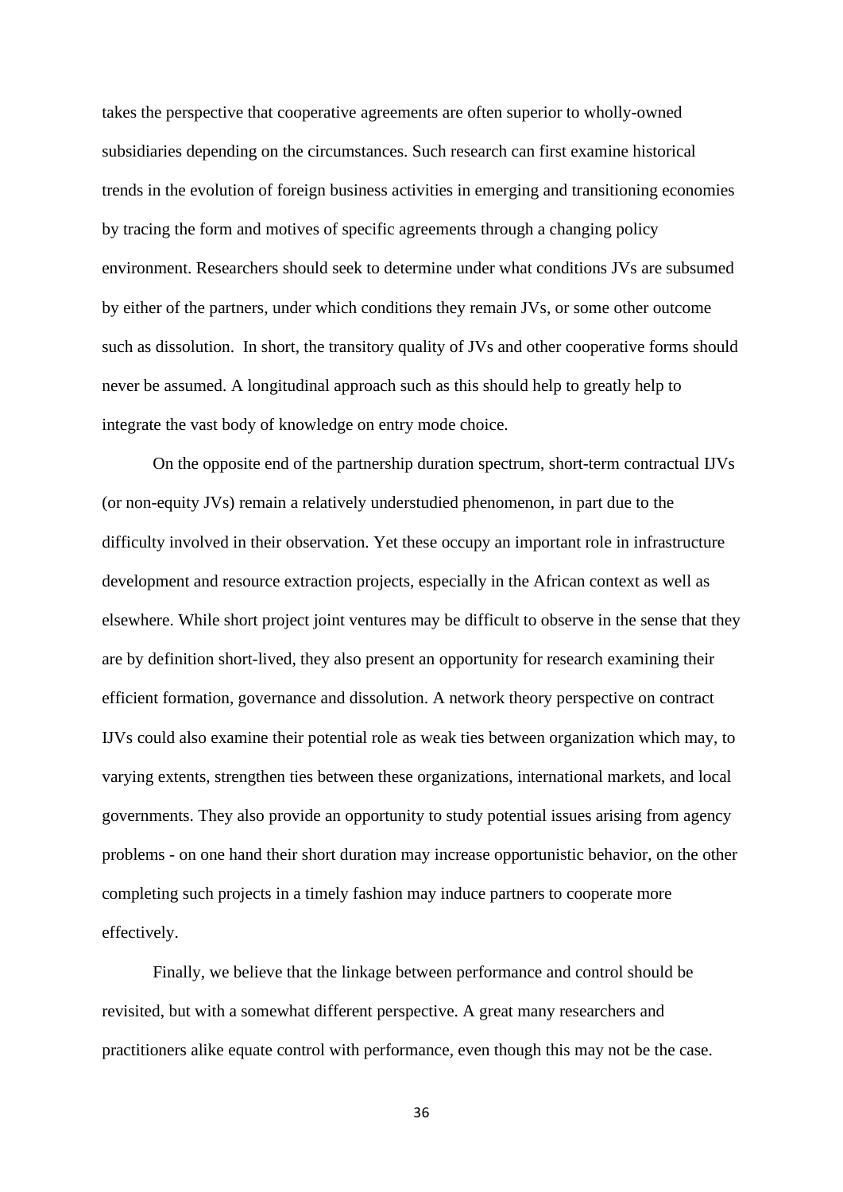takes the perspective that cooperative agreements are often superior to wholly-owned subsidiaries depending on the circumstances. Such research can first examine historical trends in the evolution of foreign business activities in emerging and transitioning economies by tracing the form and motives of specific agreements through a changing policy environment. Researchers should seek to determine under what conditions JVs are subsumed by either of the partners, under which conditions they remain JVs, or some other outcome such as dissolution.  In short, the transitory quality of JVs and other cooperative forms should never be assumed. A longitudinal approach such as this should help to greatly help to integrate the vast body of knowledge on entry mode choice.

On the opposite end of the partnership duration spectrum, short-term contractual IJVs (or non-equity JVs) remain a relatively understudied phenomenon, in part due to the difficulty involved in their observation. Yet these occupy an important role in infrastructure development and resource extraction projects, especially in the African context as well as elsewhere. While short project joint ventures may be difficult to observe in the sense that they are by definition short-lived, they also present an opportunity for research examining their efficient formation, governance and dissolution. A network theory perspective on contract IJVs could also examine their potential role as weak ties between organization which may, to varying extents, strengthen ties between these organizations, international markets, and local governments. They also provide an opportunity to study potential issues arising from agency problems - on one hand their short duration may increase opportunistic behavior, on the other completing such projects in a timely fashion may induce partners to cooperate more effectively.

Finally, we believe that the linkage between performance and control should be revisited, but with a somewhat different perspective. A great many researchers and practitioners alike equate control with performance, even though this may not be the case.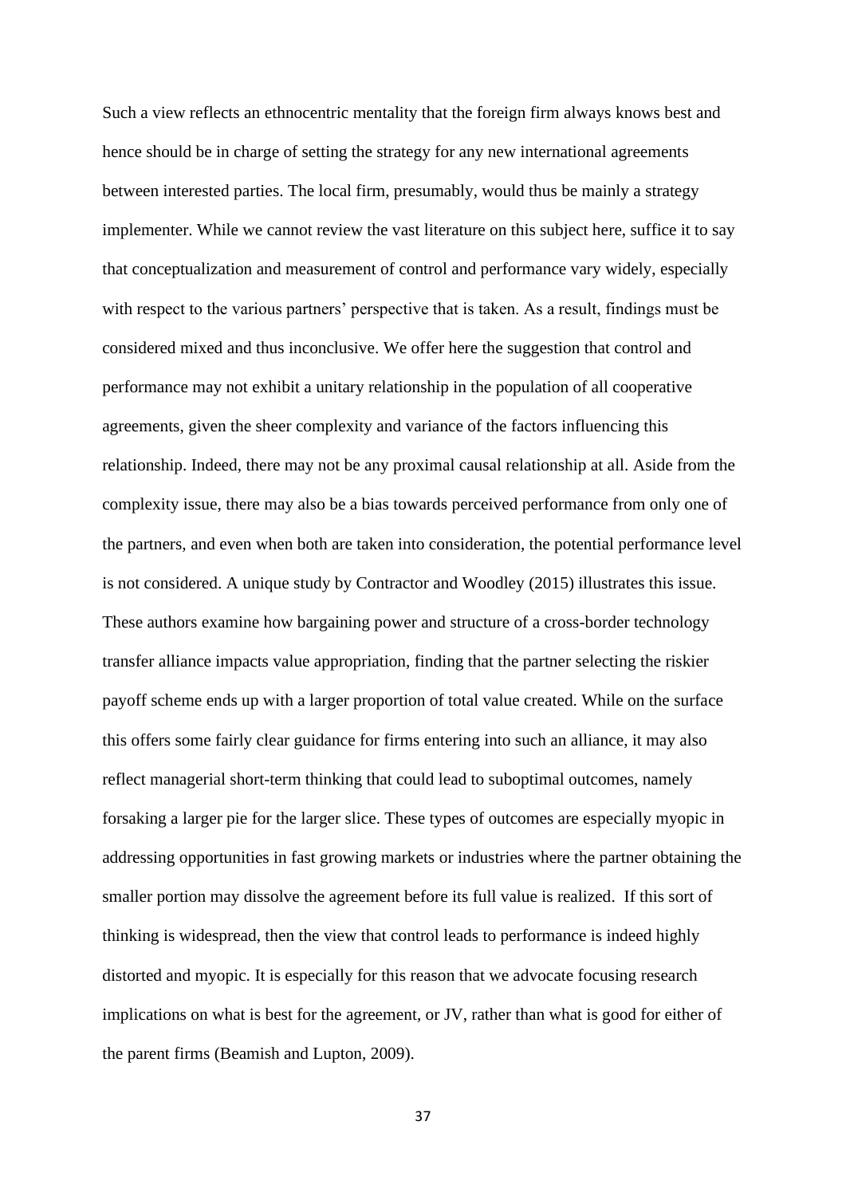Such a view reflects an ethnocentric mentality that the foreign firm always knows best and hence should be in charge of setting the strategy for any new international agreements between interested parties. The local firm, presumably, would thus be mainly a strategy implementer. While we cannot review the vast literature on this subject here, suffice it to say that conceptualization and measurement of control and performance vary widely, especially with respect to the various partners' perspective that is taken. As a result, findings must be considered mixed and thus inconclusive. We offer here the suggestion that control and performance may not exhibit a unitary relationship in the population of all cooperative agreements, given the sheer complexity and variance of the factors influencing this relationship. Indeed, there may not be any proximal causal relationship at all. Aside from the complexity issue, there may also be a bias towards perceived performance from only one of the partners, and even when both are taken into consideration, the potential performance level is not considered. A unique study by Contractor and Woodley (2015) illustrates this issue. These authors examine how bargaining power and structure of a cross-border technology transfer alliance impacts value appropriation, finding that the partner selecting the riskier payoff scheme ends up with a larger proportion of total value created. While on the surface this offers some fairly clear guidance for firms entering into such an alliance, it may also reflect managerial short-term thinking that could lead to suboptimal outcomes, namely forsaking a larger pie for the larger slice. These types of outcomes are especially myopic in addressing opportunities in fast growing markets or industries where the partner obtaining the smaller portion may dissolve the agreement before its full value is realized. If this sort of thinking is widespread, then the view that control leads to performance is indeed highly distorted and myopic. It is especially for this reason that we advocate focusing research implications on what is best for the agreement, or JV, rather than what is good for either of the parent firms (Beamish and Lupton, 2009).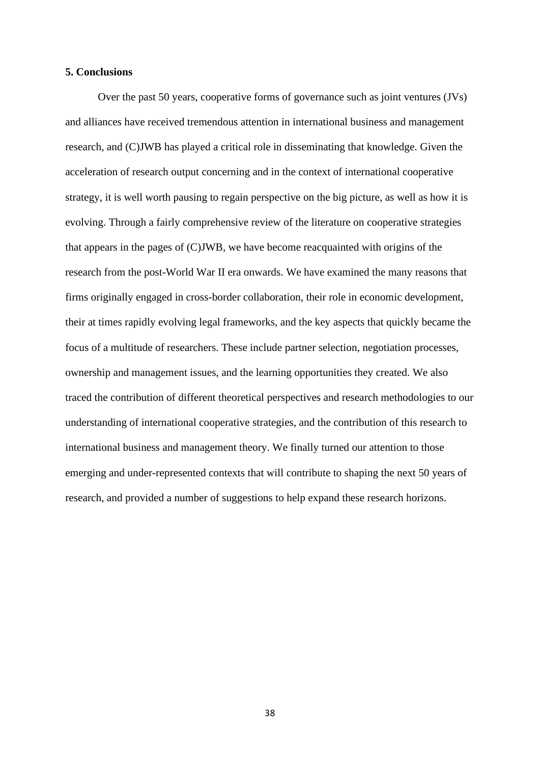**5. Conclusions**

Over the past 50 years, cooperative forms of governance such as joint ventures (JVs) and alliances have received tremendous attention in international business and management research, and (C)JWB has played a critical role in disseminating that knowledge. Given the acceleration of research output concerning and in the context of international cooperative strategy, it is well worth pausing to regain perspective on the big picture, as well as how it is evolving. Through a fairly comprehensive review of the literature on cooperative strategies that appears in the pages of (C)JWB, we have become reacquainted with origins of the research from the post-World War II era onwards. We have examined the many reasons that firms originally engaged in cross-border collaboration, their role in economic development, their at times rapidly evolving legal frameworks, and the key aspects that quickly became the focus of a multitude of researchers. These include partner selection, negotiation processes, ownership and management issues, and the learning opportunities they created. We also traced the contribution of different theoretical perspectives and research methodologies to our understanding of international cooperative strategies, and the contribution of this research to international business and management theory. We finally turned our attention to those emerging and under-represented contexts that will contribute to shaping the next 50 years of research, and provided a number of suggestions to help expand these research horizons.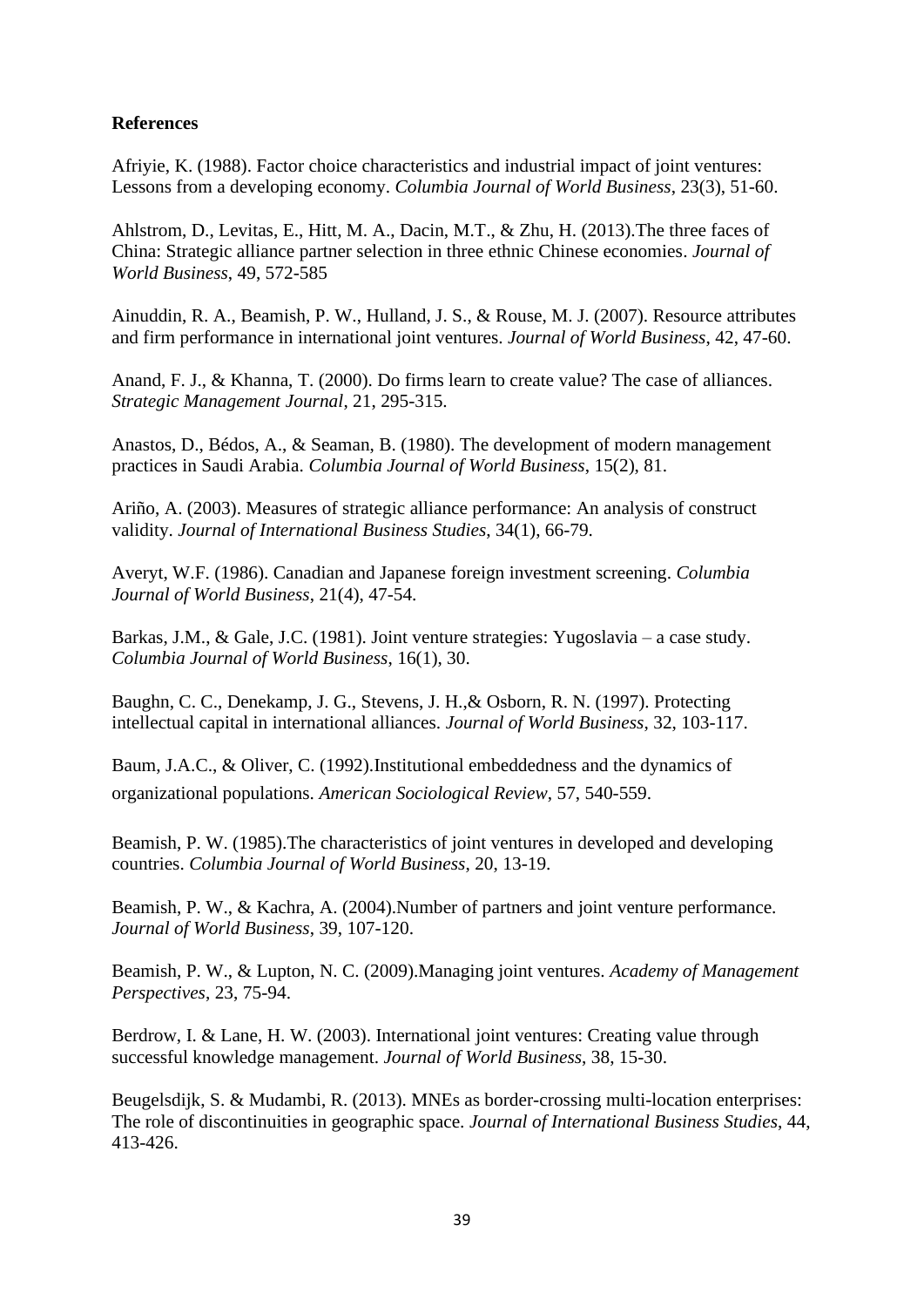**References**

Afriyie, K. (1988). Factor choice characteristics and industrial impact of joint ventures: Lessons from a developing economy. *Columbia Journal of World Business*, 23(3), 51-60.

Ahlstrom, D., Levitas, E., Hitt, M. A., Dacin, M.T., & Zhu, H. (2013).The three faces of China: Strategic alliance partner selection in three ethnic Chinese economies. *Journal of World Business*, 49, 572-585

Ainuddin, R. A., Beamish, P. W., Hulland, J. S., & Rouse, M. J. (2007). Resource attributes and firm performance in international joint ventures. *Journal of World Business*, 42, 47-60.

Anand, F. J., & Khanna, T. (2000). Do firms learn to create value? The case of alliances. *Strategic Management Journal*, 21, 295-315.

Anastos, D., Bédos, A., & Seaman, B. (1980). The development of modern management practices in Saudi Arabia. *Columbia Journal of World Business*, 15(2), 81.

Ariño, A. (2003). Measures of strategic alliance performance: An analysis of construct validity. *Journal of International Business Studies*, 34(1), 66-79.

Averyt, W.F. (1986). Canadian and Japanese foreign investment screening. *Columbia Journal of World Business*, 21(4), 47-54.

Barkas, J.M., & Gale, J.C. (1981). Joint venture strategies: Yugoslavia – a case study. *Columbia Journal of World Business*, 16(1), 30.

Baughn, C. C., Denekamp, J. G., Stevens, J. H.,& Osborn, R. N. (1997). Protecting intellectual capital in international alliances. *Journal of World Business*, 32, 103-117.

Baum, J.A.C., & Oliver, C. (1992).Institutional embeddedness and the dynamics of organizational populations. *American Sociological Review*, 57, 540-559.

Beamish, P. W. (1985).The characteristics of joint ventures in developed and developing countries. *Columbia Journal of World Business*, 20, 13-19.

Beamish, P. W., & Kachra, A. (2004).Number of partners and joint venture performance. *Journal of World Business*, 39, 107-120.

Beamish, P. W., & Lupton, N. C. (2009).Managing joint ventures. *Academy of Management Perspectives*, 23, 75-94.

Berdrow, I. & Lane, H. W. (2003). International joint ventures: Creating value through successful knowledge management. *Journal of World Business*, 38, 15-30.

Beugelsdijk, S. & Mudambi, R. (2013). MNEs as border-crossing multi-location enterprises: The role of discontinuities in geographic space. *Journal of International Business Studies*, 44, 413-426.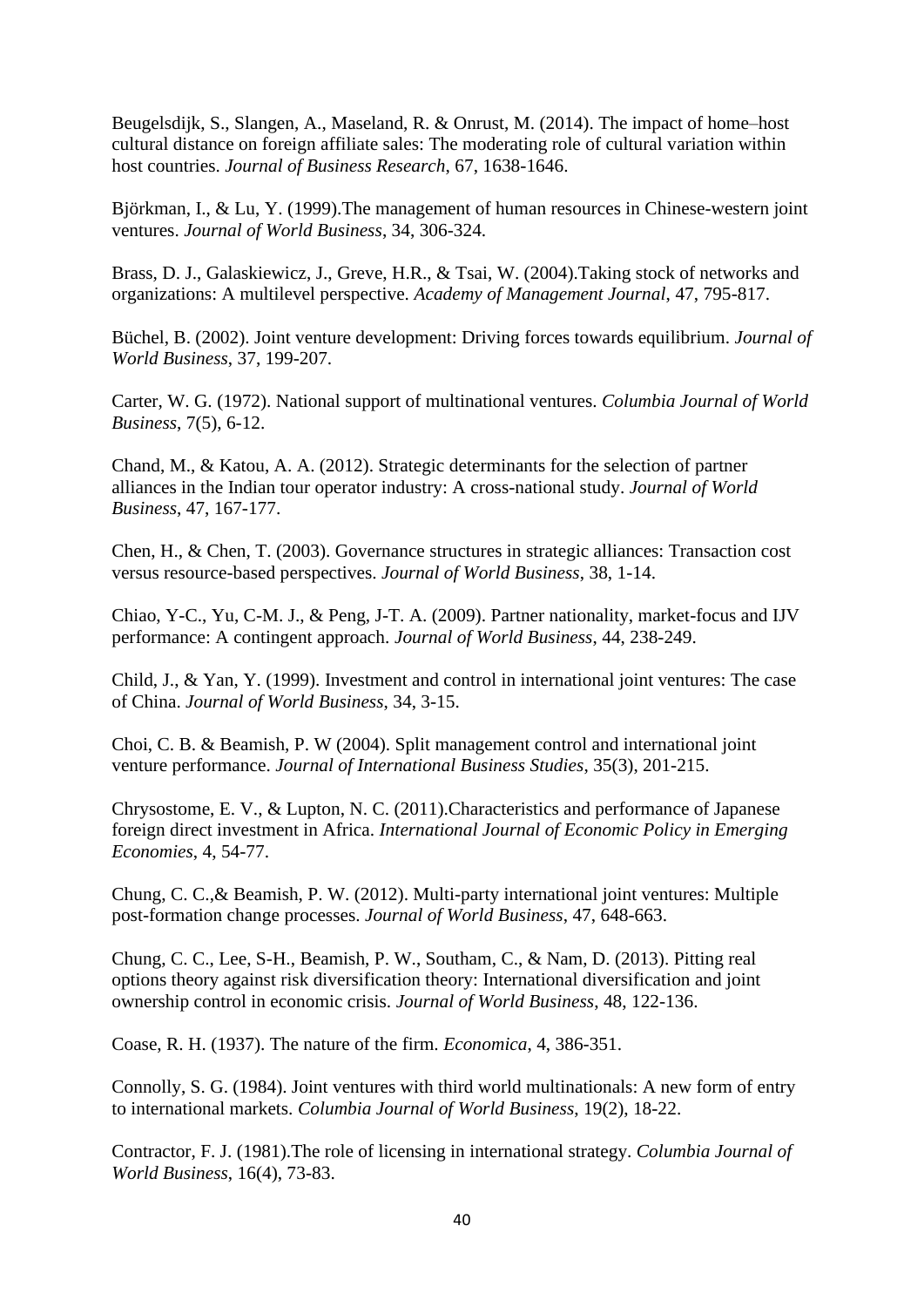Beugelsdijk, S., Slangen, A., Maseland, R. & Onrust, M. (2014). The impact of home–host cultural distance on foreign affiliate sales: The moderating role of cultural variation within host countries. *Journal of Business Research*, 67, 1638-1646.

Björkman, I., & Lu, Y. (1999).The management of human resources in Chinese-western joint ventures. *Journal of World Business*, 34, 306-324.

Brass, D. J., Galaskiewicz, J., Greve, H.R., & Tsai, W. (2004).Taking stock of networks and organizations: A multilevel perspective. *Academy of Management Journal*, 47, 795-817.

Büchel, B. (2002). Joint venture development: Driving forces towards equilibrium. *Journal of World Business*, 37, 199-207.

Carter, W. G. (1972). National support of multinational ventures. *Columbia Journal of World Business*, 7(5), 6-12.

Chand, M., & Katou, A. A. (2012). Strategic determinants for the selection of partner alliances in the Indian tour operator industry: A cross-national study. *Journal of World Business*, 47, 167-177.

Chen, H., & Chen, T. (2003). Governance structures in strategic alliances: Transaction cost versus resource-based perspectives. *Journal of World Business*, 38, 1-14.

Chiao, Y-C., Yu, C-M. J., & Peng, J-T. A. (2009). Partner nationality, market-focus and IJV performance: A contingent approach. *Journal of World Business*, 44, 238-249.

Child, J., & Yan, Y. (1999). Investment and control in international joint ventures: The case of China. *Journal of World Business*, 34, 3-15.

Choi, C. B. & Beamish, P. W (2004). Split management control and international joint venture performance. *Journal of International Business Studies*, 35(3), 201-215.

Chrysostome, E. V., & Lupton, N. C. (2011).Characteristics and performance of Japanese foreign direct investment in Africa. *International Journal of Economic Policy in Emerging Economies*, 4, 54-77.

Chung, C. C.,& Beamish, P. W. (2012). Multi-party international joint ventures: Multiple post-formation change processes. *Journal of World Business*, 47, 648-663.

Chung, C. C., Lee, S-H., Beamish, P. W., Southam, C., & Nam, D. (2013). Pitting real options theory against risk diversification theory: International diversification and joint ownership control in economic crisis. *Journal of World Business*, 48, 122-136.

Coase, R. H. (1937). The nature of the firm. *Economica*, 4, 386-351.

Connolly, S. G. (1984). Joint ventures with third world multinationals: A new form of entry to international markets. *Columbia Journal of World Business*, 19(2), 18-22.

Contractor, F. J. (1981).The role of licensing in international strategy. *Columbia Journal of World Business*, 16(4), 73-83.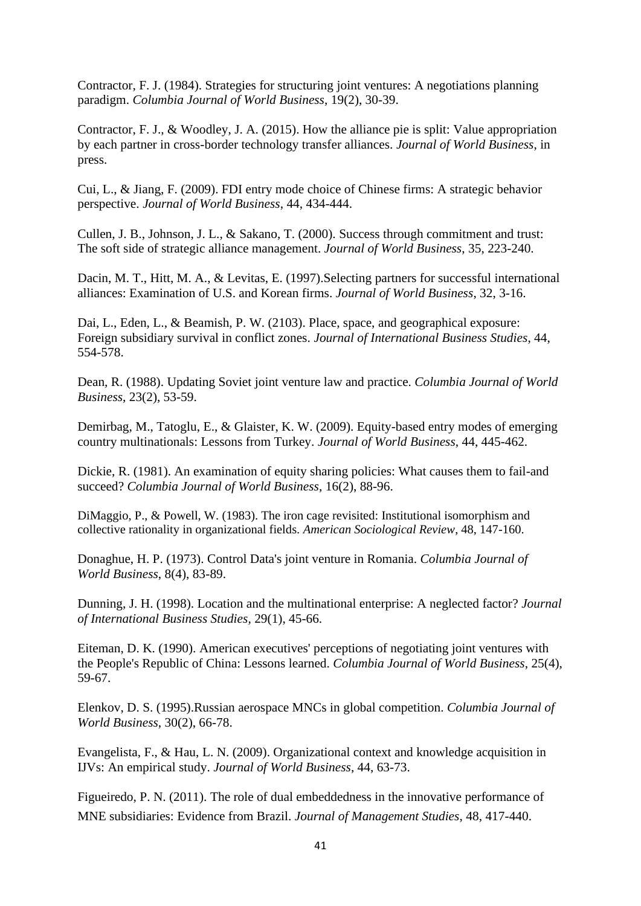Contractor, F. J. (1984). Strategies for structuring joint ventures: A negotiations planning paradigm. *Columbia Journal of World Business*, 19(2), 30-39.

Contractor, F. J., & Woodley, J. A. (2015). How the alliance pie is split: Value appropriation by each partner in cross-border technology transfer alliances. *Journal of World Business*, in press.

Cui, L., & Jiang, F. (2009). FDI entry mode choice of Chinese firms: A strategic behavior perspective. *Journal of World Business*, 44, 434-444.

Cullen, J. B., Johnson, J. L., & Sakano, T. (2000). Success through commitment and trust: The soft side of strategic alliance management. *Journal of World Business*, 35, 223-240.

Dacin, M. T., Hitt, M. A., & Levitas, E. (1997).Selecting partners for successful international alliances: Examination of U.S. and Korean firms. *Journal of World Business*, 32, 3-16.

Dai, L., Eden, L., & Beamish, P. W. (2103). Place, space, and geographical exposure: Foreign subsidiary survival in conflict zones. *Journal of International Business Studies*, 44, 554-578.

Dean, R. (1988). Updating Soviet joint venture law and practice. *Columbia Journal of World Business*, 23(2), 53-59.

Demirbag, M., Tatoglu, E., & Glaister, K. W. (2009). Equity-based entry modes of emerging country multinationals: Lessons from Turkey. *Journal of World Business*, 44, 445-462.

Dickie, R. (1981). An examination of equity sharing policies: What causes them to fail-and succeed? *Columbia Journal of World Business*, 16(2), 88-96.

DiMaggio, P., & Powell, W. (1983). The iron cage revisited: Institutional isomorphism and collective rationality in organizational fields. *American Sociological Review*, 48, 147-160.

Donaghue, H. P. (1973). Control Data's joint venture in Romania. *Columbia Journal of World Business*, 8(4), 83-89.

Dunning, J. H. (1998). Location and the multinational enterprise: A neglected factor? *Journal of International Business Studies*, 29(1), 45-66.

Eiteman, D. K. (1990). American executives' perceptions of negotiating joint ventures with the People's Republic of China: Lessons learned. *Columbia Journal of World Business*, 25(4), 59-67.

Elenkov, D. S. (1995).Russian aerospace MNCs in global competition. *Columbia Journal of World Business*, 30(2), 66-78.

Evangelista, F., & Hau, L. N. (2009). Organizational context and knowledge acquisition in IJVs: An empirical study. *Journal of World Business*, 44, 63-73.

Figueiredo, P. N. (2011). The role of dual embeddedness in the innovative performance of MNE subsidiaries: Evidence from Brazil. *Journal of Management Studies*, 48, 417-440.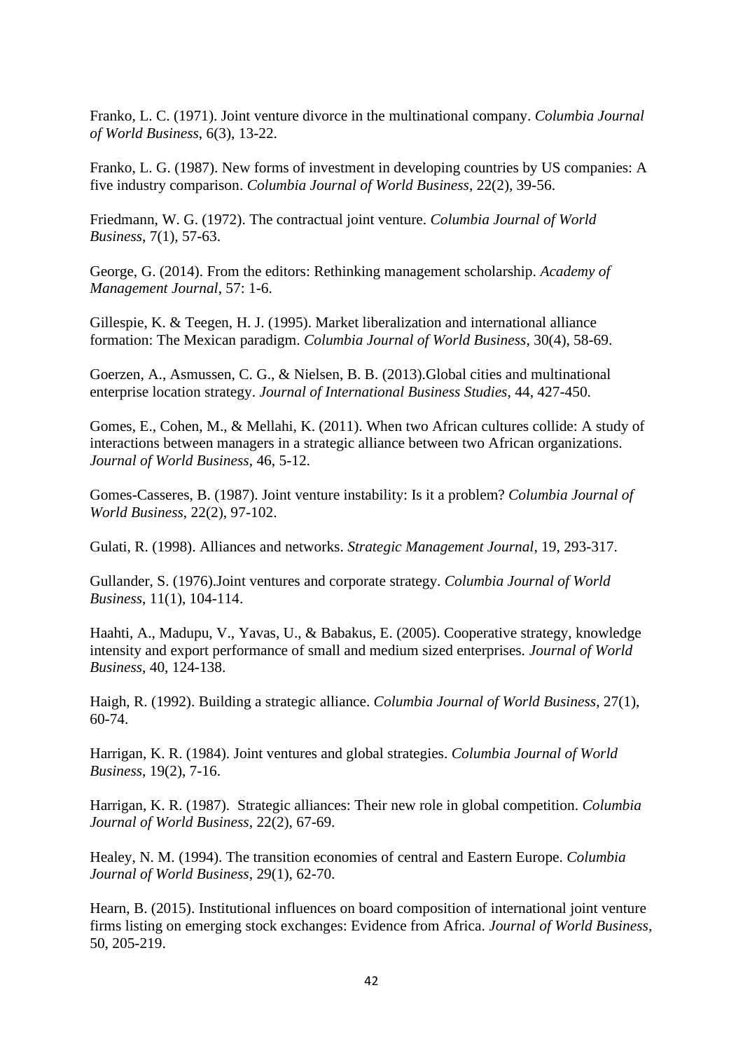Franko, L. C. (1971). Joint venture divorce in the multinational company. *Columbia Journal of World Business*, 6(3), 13-22.

Franko, L. G. (1987). New forms of investment in developing countries by US companies: A five industry comparison. *Columbia Journal of World Business*, 22(2), 39-56.

Friedmann, W. G. (1972). The contractual joint venture. *Columbia Journal of World Business*, 7(1), 57-63.

George, G. (2014). From the editors: Rethinking management scholarship. *Academy of Management Journal*, 57: 1-6.

Gillespie, K. & Teegen, H. J. (1995). Market liberalization and international alliance formation: The Mexican paradigm. *Columbia Journal of World Business*, 30(4), 58-69.

Goerzen, A., Asmussen, C. G., & Nielsen, B. B. (2013).Global cities and multinational enterprise location strategy. *Journal of International Business Studies*, 44, 427-450.

Gomes, E., Cohen, M., & Mellahi, K. (2011). When two African cultures collide: A study of interactions between managers in a strategic alliance between two African organizations. *Journal of World Business*, 46, 5-12.

Gomes-Casseres, B. (1987). Joint venture instability: Is it a problem? *Columbia Journal of World Business*, 22(2), 97-102.

Gulati, R. (1998). Alliances and networks. *Strategic Management Journal*, 19, 293-317.

Gullander, S. (1976).Joint ventures and corporate strategy. *Columbia Journal of World Business*, 11(1), 104-114.

Haahti, A., Madupu, V., Yavas, U., & Babakus, E. (2005). Cooperative strategy, knowledge intensity and export performance of small and medium sized enterprises. *Journal of World Business*, 40, 124-138.

Haigh, R. (1992). Building a strategic alliance. *Columbia Journal of World Business*, 27(1), 60-74.

Harrigan, K. R. (1984). Joint ventures and global strategies. *Columbia Journal of World Business*, 19(2), 7-16.

Harrigan, K. R. (1987). Strategic alliances: Their new role in global competition. *Columbia Journal of World Business*, 22(2), 67-69.

Healey, N. M. (1994). The transition economies of central and Eastern Europe. *Columbia Journal of World Business*, 29(1), 62-70.

Hearn, B. (2015). Institutional influences on board composition of international joint venture firms listing on emerging stock exchanges: Evidence from Africa. *Journal of World Business*, 50, 205-219.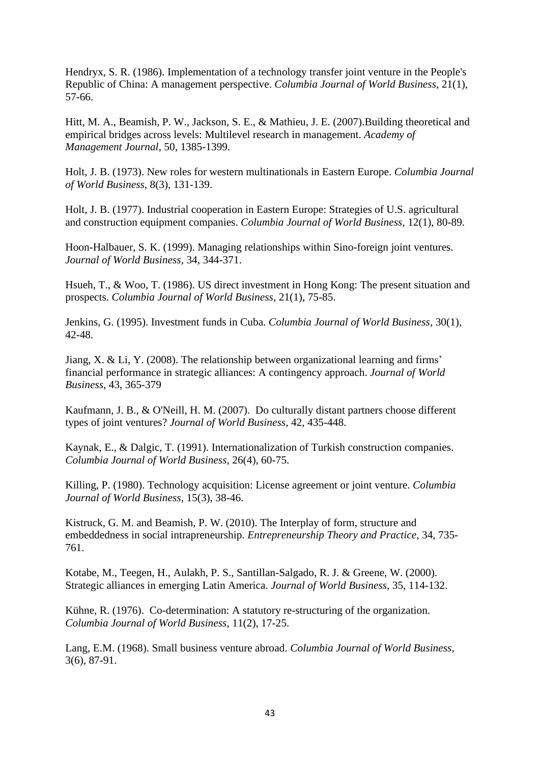Hendryx, S. R. (1986). Implementation of a technology transfer joint venture in the People's Republic of China: A management perspective. *Columbia Journal of World Business*, 21(1), 57-66.

Hitt, M. A., Beamish, P. W., Jackson, S. E., & Mathieu, J. E. (2007).Building theoretical and empirical bridges across levels: Multilevel research in management. *Academy of Management Journal*, 50, 1385-1399.

Holt, J. B. (1973). New roles for western multinationals in Eastern Europe. *Columbia Journal of World Business*, 8(3), 131-139.

Holt, J. B. (1977). Industrial cooperation in Eastern Europe: Strategies of U.S. agricultural and construction equipment companies. *Columbia Journal of World Business*, 12(1), 80-89.

Hoon-Halbauer, S. K. (1999). Managing relationships within Sino-foreign joint ventures. *Journal of World Business*, 34, 344-371.

Hsueh, T., & Woo, T. (1986). US direct investment in Hong Kong: The present situation and prospects. *Columbia Journal of World Business*, 21(1), 75-85.

Jenkins, G. (1995). Investment funds in Cuba. *Columbia Journal of World Business*, 30(1), 42-48.

Jiang, X. & Li, Y. (2008). The relationship between organizational learning and firms' financial performance in strategic alliances: A contingency approach. *Journal of World Business*, 43, 365-379

Kaufmann, J. B., & O'Neill, H. M. (2007). Do culturally distant partners choose different types of joint ventures? *Journal of World Business*, 42, 435-448.

Kaynak, E., & Dalgic, T. (1991). Internationalization of Turkish construction companies. *Columbia Journal of World Business*, 26(4), 60-75.

Killing, P. (1980). Technology acquisition: License agreement or joint venture. *Columbia Journal of World Business*, 15(3), 38-46.

Kistruck, G. M. and Beamish, P. W. (2010). The Interplay of form, structure and embeddedness in social intrapreneurship. *Entrepreneurship Theory and Practice*, 34, 735-761.

Kotabe, M., Teegen, H., Aulakh, P. S., Santillan-Salgado, R. J. & Greene, W. (2000). Strategic alliances in emerging Latin America. *Journal of World Business*, 35, 114-132.

Kühne, R. (1976). Co-determination: A statutory re-structuring of the organization. *Columbia Journal of World Business*, 11(2), 17-25.

Lang, E.M. (1968). Small business venture abroad. *Columbia Journal of World Business*, 3(6), 87-91.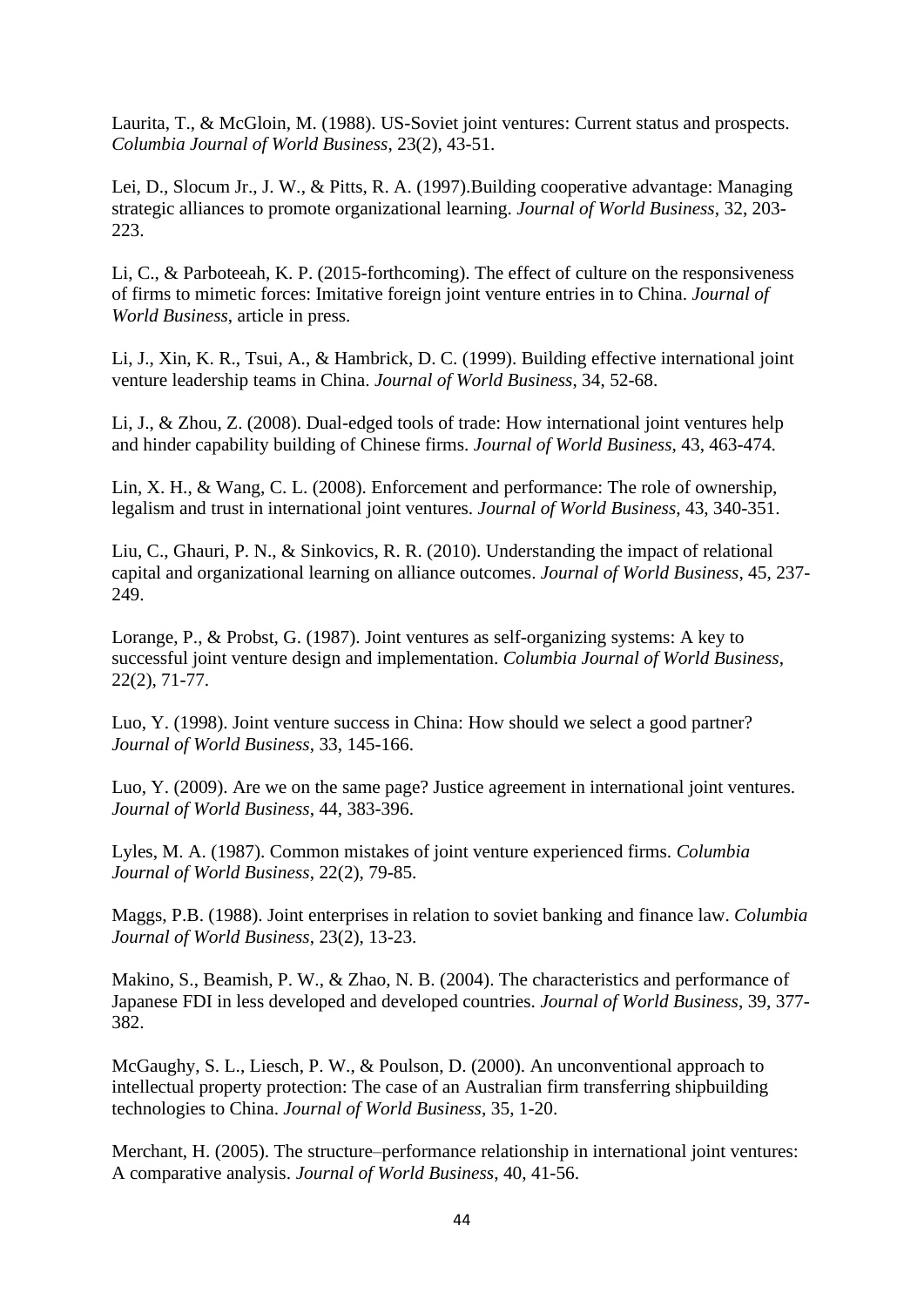Laurita, T., & McGloin, M. (1988). US-Soviet joint ventures: Current status and prospects. *Columbia Journal of World Business*, 23(2), 43-51.

Lei, D., Slocum Jr., J. W., & Pitts, R. A. (1997).Building cooperative advantage: Managing strategic alliances to promote organizational learning. *Journal of World Business*, 32, 203-223.

Li, C., & Parboteeah, K. P. (2015-forthcoming). The effect of culture on the responsiveness of firms to mimetic forces: Imitative foreign joint venture entries in to China. *Journal of World Business*, article in press.

Li, J., Xin, K. R., Tsui, A., & Hambrick, D. C. (1999). Building effective international joint venture leadership teams in China. *Journal of World Business*, 34, 52-68.

Li, J., & Zhou, Z. (2008). Dual-edged tools of trade: How international joint ventures help and hinder capability building of Chinese firms. *Journal of World Business*, 43, 463-474.

Lin, X. H., & Wang, C. L. (2008). Enforcement and performance: The role of ownership, legalism and trust in international joint ventures. *Journal of World Business*, 43, 340-351.

Liu, C., Ghauri, P. N., & Sinkovics, R. R. (2010). Understanding the impact of relational capital and organizational learning on alliance outcomes. *Journal of World Business*, 45, 237-249.

Lorange, P., & Probst, G. (1987). Joint ventures as self-organizing systems: A key to successful joint venture design and implementation. *Columbia Journal of World Business*, 22(2), 71-77.

Luo, Y. (1998). Joint venture success in China: How should we select a good partner? *Journal of World Business*, 33, 145-166.

Luo, Y. (2009). Are we on the same page? Justice agreement in international joint ventures. *Journal of World Business*, 44, 383-396.

Lyles, M. A. (1987). Common mistakes of joint venture experienced firms. *Columbia Journal of World Business*, 22(2), 79-85.

Maggs, P.B. (1988). Joint enterprises in relation to soviet banking and finance law. *Columbia Journal of World Business*, 23(2), 13-23.

Makino, S., Beamish, P. W., & Zhao, N. B. (2004). The characteristics and performance of Japanese FDI in less developed and developed countries. *Journal of World Business*, 39, 377-382.

McGaughy, S. L., Liesch, P. W., & Poulson, D. (2000). An unconventional approach to intellectual property protection: The case of an Australian firm transferring shipbuilding technologies to China. *Journal of World Business*, 35, 1-20.

Merchant, H. (2005). The structure–performance relationship in international joint ventures: A comparative analysis. *Journal of World Business*, 40, 41-56.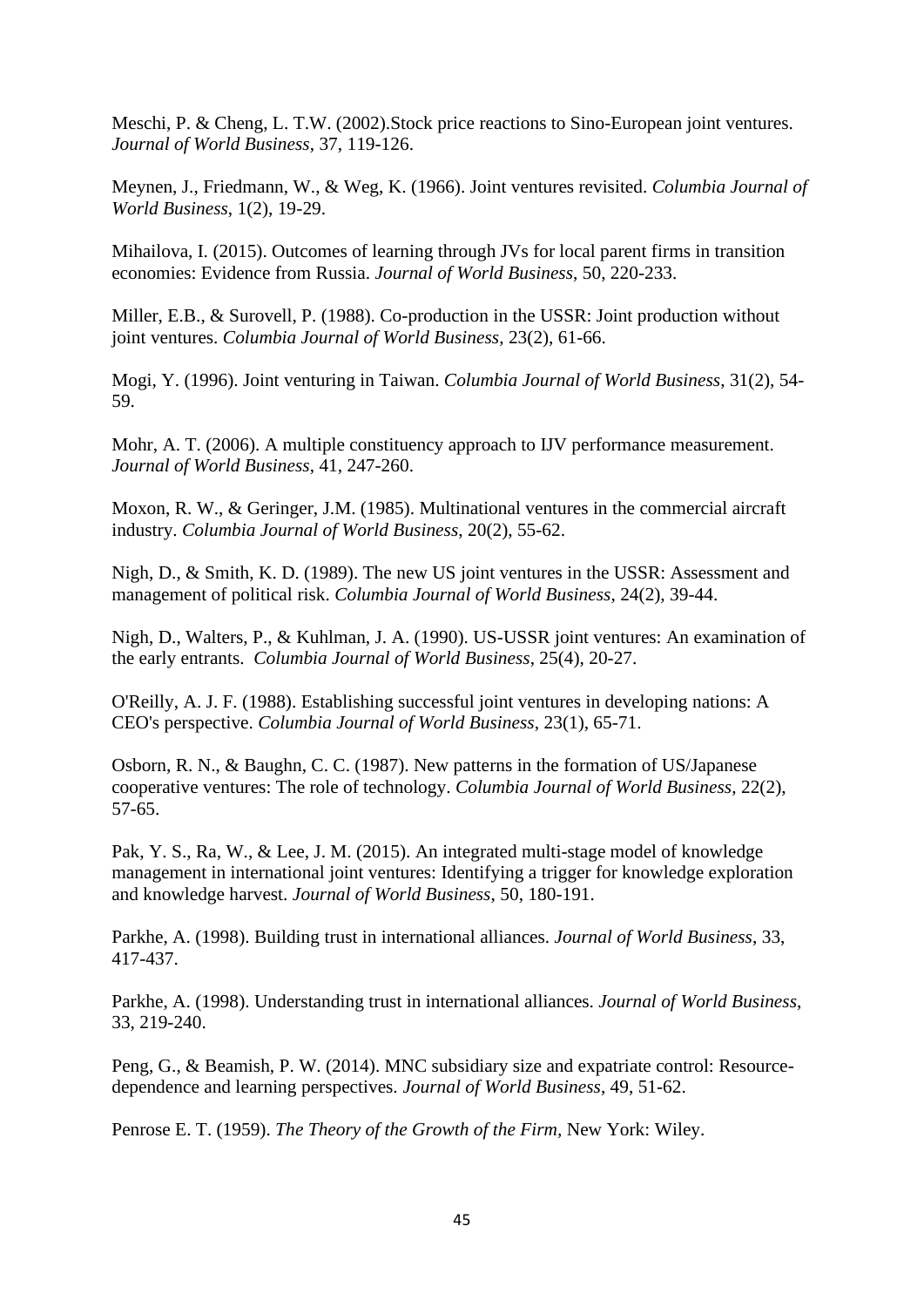Meschi, P. & Cheng, L. T.W. (2002).Stock price reactions to Sino-European joint ventures. *Journal of World Business*, 37, 119-126.

Meynen, J., Friedmann, W., & Weg, K. (1966). Joint ventures revisited. *Columbia Journal of World Business*, 1(2), 19-29.

Mihailova, I. (2015). Outcomes of learning through JVs for local parent firms in transition economies: Evidence from Russia. *Journal of World Business*, 50, 220-233.

Miller, E.B., & Surovell, P. (1988). Co-production in the USSR: Joint production without joint ventures. *Columbia Journal of World Business*, 23(2), 61-66.

Mogi, Y. (1996). Joint venturing in Taiwan. *Columbia Journal of World Business*, 31(2), 54-59.

Mohr, A. T. (2006). A multiple constituency approach to IJV performance measurement. *Journal of World Business*, 41, 247-260.

Moxon, R. W., & Geringer, J.M. (1985). Multinational ventures in the commercial aircraft industry. *Columbia Journal of World Business*, 20(2), 55-62.

Nigh, D., & Smith, K. D. (1989). The new US joint ventures in the USSR: Assessment and management of political risk. *Columbia Journal of World Business*, 24(2), 39-44.

Nigh, D., Walters, P., & Kuhlman, J. A. (1990). US-USSR joint ventures: An examination of the early entrants. *Columbia Journal of World Business*, 25(4), 20-27.

O'Reilly, A. J. F. (1988). Establishing successful joint ventures in developing nations: A CEO's perspective. *Columbia Journal of World Business*, 23(1), 65-71.

Osborn, R. N., & Baughn, C. C. (1987). New patterns in the formation of US/Japanese cooperative ventures: The role of technology. *Columbia Journal of World Business*, 22(2), 57-65.

Pak, Y. S., Ra, W., & Lee, J. M. (2015). An integrated multi-stage model of knowledge management in international joint ventures: Identifying a trigger for knowledge exploration and knowledge harvest. *Journal of World Business*, 50, 180-191.

Parkhe, A. (1998). Building trust in international alliances. *Journal of World Business*, 33, 417-437.

Parkhe, A. (1998). Understanding trust in international alliances. *Journal of World Business*, 33, 219-240.

Peng, G., & Beamish, P. W. (2014). MNC subsidiary size and expatriate control: Resource-dependence and learning perspectives. *Journal of World Business*, 49, 51-62.

Penrose E. T. (1959). *The Theory of the Growth of the Firm*, New York: Wiley.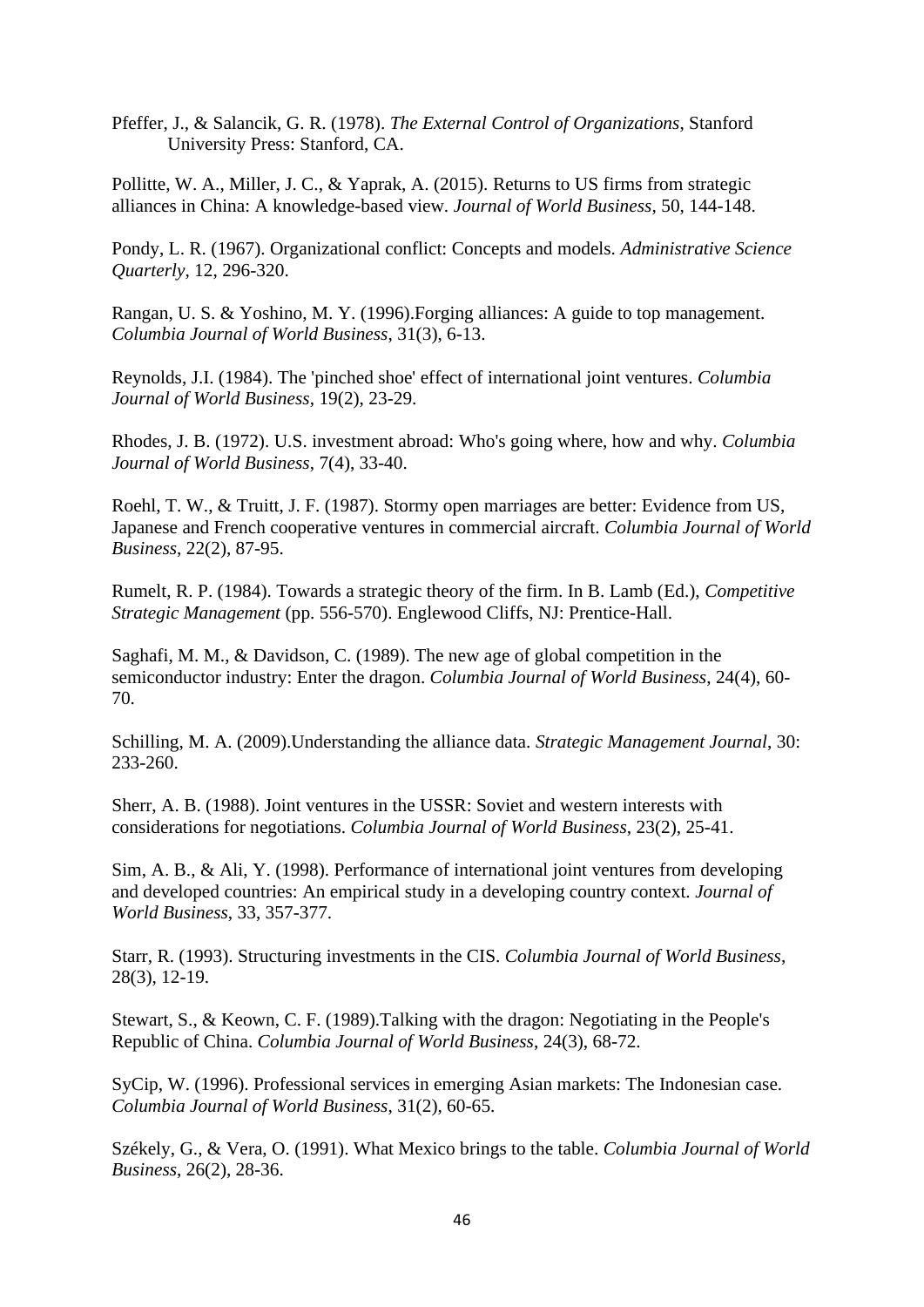Pfeffer, J., & Salancik, G. R. (1978). *The External Control of Organizations*, Stanford University Press: Stanford, CA.

Pollitte, W. A., Miller, J. C., & Yaprak, A. (2015). Returns to US firms from strategic alliances in China: A knowledge-based view. *Journal of World Business*, 50, 144-148.

Pondy, L. R. (1967). Organizational conflict: Concepts and models. *Administrative Science Quarterly*, 12, 296-320.

Rangan, U. S. & Yoshino, M. Y. (1996).Forging alliances: A guide to top management. *Columbia Journal of World Business*, 31(3), 6-13.

Reynolds, J.I. (1984). The 'pinched shoe' effect of international joint ventures. *Columbia Journal of World Business*, 19(2), 23-29.

Rhodes, J. B. (1972). U.S. investment abroad: Who's going where, how and why. *Columbia Journal of World Business*, 7(4), 33-40.

Roehl, T. W., & Truitt, J. F. (1987). Stormy open marriages are better: Evidence from US, Japanese and French cooperative ventures in commercial aircraft. *Columbia Journal of World Business*, 22(2), 87-95.

Rumelt, R. P. (1984). Towards a strategic theory of the firm. In B. Lamb (Ed.), *Competitive Strategic Management* (pp. 556-570). Englewood Cliffs, NJ: Prentice-Hall.

Saghafi, M. M., & Davidson, C. (1989). The new age of global competition in the semiconductor industry: Enter the dragon. *Columbia Journal of World Business*, 24(4), 60-70.

Schilling, M. A. (2009).Understanding the alliance data. *Strategic Management Journal*, 30: 233-260.

Sherr, A. B. (1988). Joint ventures in the USSR: Soviet and western interests with considerations for negotiations. *Columbia Journal of World Business*, 23(2), 25-41.

Sim, A. B., & Ali, Y. (1998). Performance of international joint ventures from developing and developed countries: An empirical study in a developing country context. *Journal of World Business*, 33, 357-377.

Starr, R. (1993). Structuring investments in the CIS. *Columbia Journal of World Business*, 28(3), 12-19.

Stewart, S., & Keown, C. F. (1989).Talking with the dragon: Negotiating in the People's Republic of China. *Columbia Journal of World Business*, 24(3), 68-72.

SyCip, W. (1996). Professional services in emerging Asian markets: The Indonesian case. *Columbia Journal of World Business*, 31(2), 60-65.

Székely, G., & Vera, O. (1991). What Mexico brings to the table. *Columbia Journal of World Business*, 26(2), 28-36.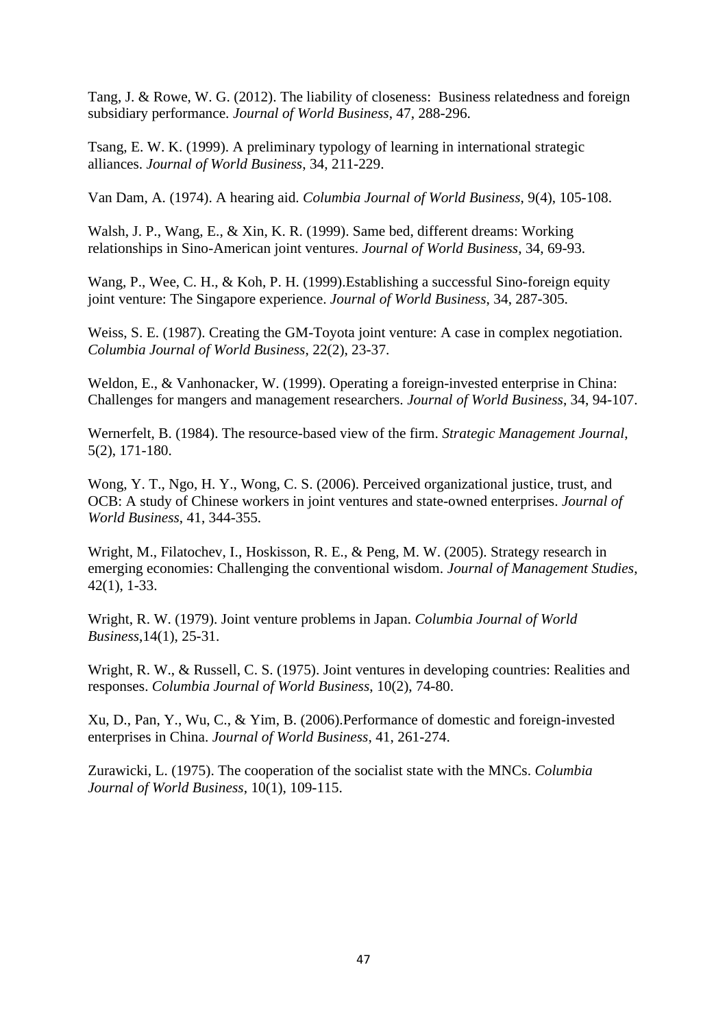Tang, J. & Rowe, W. G. (2012). The liability of closeness: Business relatedness and foreign subsidiary performance. *Journal of World Business*, 47, 288-296.

Tsang, E. W. K. (1999). A preliminary typology of learning in international strategic alliances. *Journal of World Business*, 34, 211-229.

Van Dam, A. (1974). A hearing aid. *Columbia Journal of World Business*, 9(4), 105-108.

Walsh, J. P., Wang, E., & Xin, K. R. (1999). Same bed, different dreams: Working relationships in Sino-American joint ventures. *Journal of World Business*, 34, 69-93.

Wang, P., Wee, C. H., & Koh, P. H. (1999).Establishing a successful Sino-foreign equity joint venture: The Singapore experience. *Journal of World Business*, 34, 287-305.

Weiss, S. E. (1987). Creating the GM-Toyota joint venture: A case in complex negotiation. *Columbia Journal of World Business*, 22(2), 23-37.

Weldon, E., & Vanhonacker, W. (1999). Operating a foreign-invested enterprise in China: Challenges for mangers and management researchers. *Journal of World Business*, 34, 94-107.

Wernerfelt, B. (1984). The resource-based view of the firm. *Strategic Management Journal*, 5(2), 171-180.

Wong, Y. T., Ngo, H. Y., Wong, C. S. (2006). Perceived organizational justice, trust, and OCB: A study of Chinese workers in joint ventures and state-owned enterprises. *Journal of World Business*, 41, 344-355.

Wright, M., Filatochev, I., Hoskisson, R. E., & Peng, M. W. (2005). Strategy research in emerging economies: Challenging the conventional wisdom. *Journal of Management Studies*, 42(1), 1-33.

Wright, R. W. (1979). Joint venture problems in Japan. *Columbia Journal of World Business*,14(1), 25-31.

Wright, R. W., & Russell, C. S. (1975). Joint ventures in developing countries: Realities and responses. *Columbia Journal of World Business*, 10(2), 74-80.

Xu, D., Pan, Y., Wu, C., & Yim, B. (2006).Performance of domestic and foreign-invested enterprises in China. *Journal of World Business*, 41, 261-274.

Zurawicki, L. (1975). The cooperation of the socialist state with the MNCs. *Columbia Journal of World Business*, 10(1), 109-115.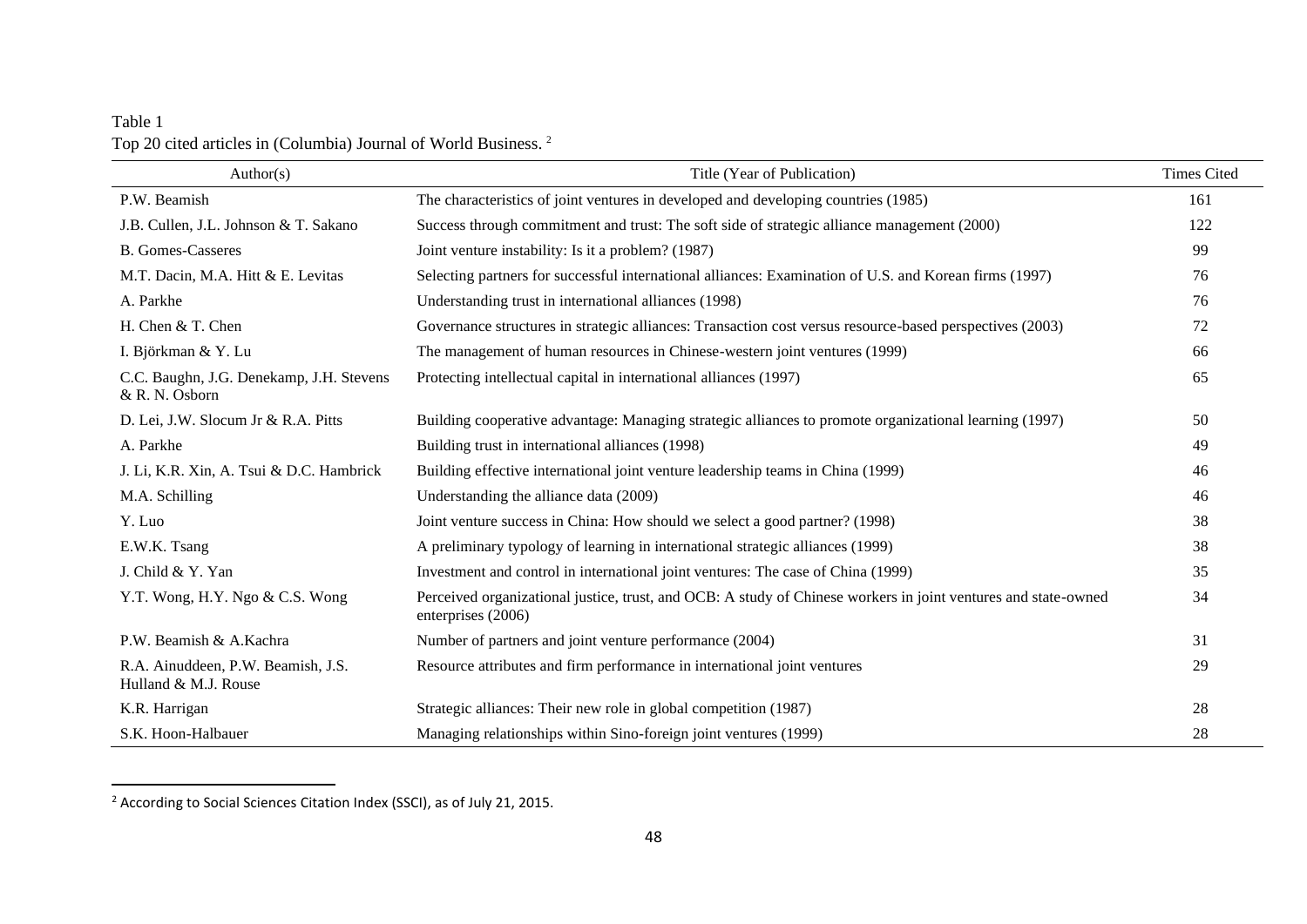Table 1
Top 20 cited articles in (Columbia) Journal of World Business. [2]

| Author(s) | Title (Year of Publication) | Times Cited |
|---|---|---|
| P.W. Beamish | The characteristics of joint ventures in developed and developing countries (1985) | 161 |
| J.B. Cullen, J.L. Johnson & T. Sakano | Success through commitment and trust: The soft side of strategic alliance management (2000) | 122 |
| B. Gomes-Casseres | Joint venture instability: Is it a problem? (1987) | 99 |
| M.T. Dacin, M.A. Hitt & E. Levitas | Selecting partners for successful international alliances: Examination of U.S. and Korean firms (1997) | 76 |
| A. Parkhe | Understanding trust in international alliances (1998) | 76 |
| H. Chen & T. Chen | Governance structures in strategic alliances: Transaction cost versus resource-based perspectives (2003) | 72 |
| I. Björkman & Y. Lu | The management of human resources in Chinese-western joint ventures (1999) | 66 |
| C.C. Baughn, J.G. Denekamp, J.H. Stevens & R. N. Osborn | Protecting intellectual capital in international alliances (1997) | 65 |
| D. Lei, J.W. Slocum Jr & R.A. Pitts | Building cooperative advantage: Managing strategic alliances to promote organizational learning (1997) | 50 |
| A. Parkhe | Building trust in international alliances (1998) | 49 |
| J. Li, K.R. Xin, A. Tsui & D.C. Hambrick | Building effective international joint venture leadership teams in China (1999) | 46 |
| M.A. Schilling | Understanding the alliance data (2009) | 46 |
| Y. Luo | Joint venture success in China: How should we select a good partner? (1998) | 38 |
| E.W.K. Tsang | A preliminary typology of learning in international strategic alliances (1999) | 38 |
| J. Child & Y. Yan | Investment and control in international joint ventures: The case of China (1999) | 35 |
| Y.T. Wong, H.Y. Ngo & C.S. Wong | Perceived organizational justice, trust, and OCB: A study of Chinese workers in joint ventures and state-owned enterprises (2006) | 34 |
| P.W. Beamish & A.Kachra | Number of partners and joint venture performance (2004) | 31 |
| R.A. Ainuddeen, P.W. Beamish, J.S. Hulland & M.J. Rouse | Resource attributes and firm performance in international joint ventures | 29 |
| K.R. Harrigan | Strategic alliances: Their new role in global competition (1987) | 28 |
| S.K. Hoon-Halbauer | Managing relationships within Sino-foreign joint ventures (1999) | 28 |

[2] According to Social Sciences Citation Index (SSCI), as of July 21, 2015.